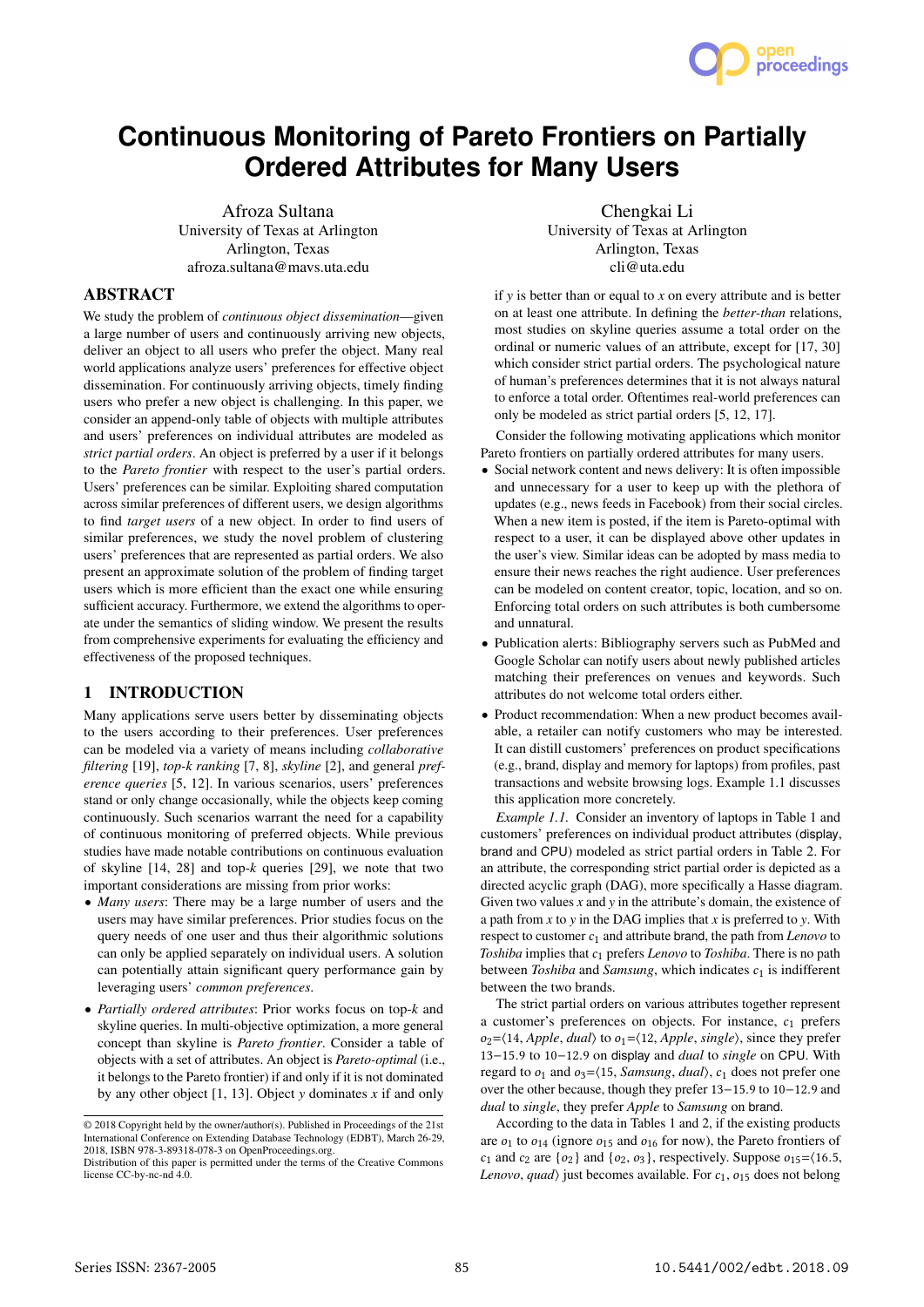# Continuous Monitoring of Pareto Frontiers on Partially Ordered Attributes for Many Users

Afroza Sultana
University of Texas at Arlington
Arlington, Texas
afroza.sultana@mavs.uta.edu

Chengkai Li
University of Texas at Arlington
Arlington, Texas
cli@uta.edu

## ABSTRACT

We study the problem of *continuous object dissemination*—given a large number of users and continuously arriving new objects, deliver an object to all users who prefer the object. Many real world applications analyze users' preferences for effective object dissemination. For continuously arriving objects, timely finding users who prefer a new object is challenging. In this paper, we consider an append-only table of objects with multiple attributes and users' preferences on individual attributes are modeled as *strict partial orders*. An object is preferred by a user if it belongs to the *Pareto frontier* with respect to the user's partial orders. Users' preferences can be similar. Exploiting shared computation across similar preferences of different users, we design algorithms to find *target users* of a new object. In order to find users of similar preferences, we study the novel problem of clustering users' preferences that are represented as partial orders. We also present an approximate solution of the problem of finding target users which is more efficient than the exact one while ensuring sufficient accuracy. Furthermore, we extend the algorithms to operate under the semantics of sliding window. We present the results from comprehensive experiments for evaluating the efficiency and effectiveness of the proposed techniques.

## 1 INTRODUCTION

Many applications serve users better by disseminating objects to the users according to their preferences. User preferences can be modeled via a variety of means including *collaborative filtering* [19], *top-k ranking* [7, 8], *skyline* [2], and general *preference queries* [5, 12]. In various scenarios, users' preferences stand or only change occasionally, while the objects keep coming continuously. Such scenarios warrant the need for a capability of continuous monitoring of preferred objects. While previous studies have made notable contributions on continuous evaluation of skyline [14, 28] and top-$k$ queries [29], we note that two important considerations are missing from prior works:

- *Many users*: There may be a large number of users and the users may have similar preferences. Prior studies focus on the query needs of one user and thus their algorithmic solutions can only be applied separately on individual users. A solution can potentially attain significant query performance gain by leveraging users' *common preferences*.
- *Partially ordered attributes*: Prior works focus on top-$k$ and skyline queries. In multi-objective optimization, a more general concept than skyline is *Pareto frontier*. Consider a table of objects with a set of attributes. An object is *Pareto-optimal* (i.e., it belongs to the Pareto frontier) if and only if it is not dominated by any other object [1, 13]. Object $y$ dominates $x$ if and only if $y$ is better than or equal to $x$ on every attribute and is better on at least one attribute. In defining the *better-than* relations, most studies on skyline queries assume a total order on the ordinal or numeric values of an attribute, except for [17, 30] which consider strict partial orders. The psychological nature of human's preferences determines that it is not always natural to enforce a total order. Oftentimes real-world preferences can only be modeled as strict partial orders [5, 12, 17].

Consider the following motivating applications which monitor Pareto frontiers on partially ordered attributes for many users.

- Social network content and news delivery: It is often impossible and unnecessary for a user to keep up with the plethora of updates (e.g., news feeds in Facebook) from their social circles. When a new item is posted, if the item is Pareto-optimal with respect to a user, it can be displayed above other updates in the user's view. Similar ideas can be adopted by mass media to ensure their news reaches the right audience. User preferences can be modeled on content creator, topic, location, and so on. Enforcing total orders on such attributes is both cumbersome and unnatural.
- Publication alerts: Bibliography servers such as PubMed and Google Scholar can notify users about newly published articles matching their preferences on venues and keywords. Such attributes do not welcome total orders either.
- Product recommendation: When a new product becomes available, a retailer can notify customers who may be interested. It can distill customers' preferences on product specifications (e.g., brand, display and memory for laptops) from profiles, past transactions and website browsing logs. Example 1.1 discusses this application more concretely.

*Example 1.1.* Consider an inventory of laptops in Table 1 and customers' preferences on individual product attributes (display, brand and CPU) modeled as strict partial orders in Table 2. For an attribute, the corresponding strict partial order is depicted as a directed acyclic graph (DAG), more specifically a Hasse diagram. Given two values $x$ and $y$ in the attribute's domain, the existence of a path from $x$ to $y$ in the DAG implies that $x$ is preferred to $y$. With respect to customer $c_1$ and attribute brand, the path from *Lenovo* to *Toshiba* implies that $c_1$ prefers *Lenovo* to *Toshiba*. There is no path between *Toshiba* and *Samsung*, which indicates $c_1$ is indifferent between the two brands.

The strict partial orders on various attributes together represent a customer's preferences on objects. For instance, $c_1$ prefers $o_2$=⟨14, *Apple*, *dual*⟩ to $o_1$=⟨12, *Apple*, *single*⟩, since they prefer 13−15.9 to 10−12.9 on display and *dual* to *single* on CPU. With regard to $o_1$ and $o_3$=⟨15, *Samsung*, *dual*⟩, $c_1$ does not prefer one over the other because, though they prefer 13−15.9 to 10−12.9 and *dual* to *single*, they prefer *Apple* to *Samsung* on brand.

According to the data in Tables 1 and 2, if the existing products are $o_1$ to $o_{14}$ (ignore $o_{15}$ and $o_{16}$ for now), the Pareto frontiers of $c_1$ and $c_2$ are {$o_2$} and {$o_2$, $o_3$}, respectively. Suppose $o_{15}$=⟨16.5, *Lenovo*, *quad*⟩ just becomes available. For $c_1$, $o_{15}$ does not belong

© 2018 Copyright held by the owner/author(s). Published in Proceedings of the 21st International Conference on Extending Database Technology (EDBT), March 26-29, 2018, ISBN 978-3-89318-078-3 on OpenProceedings.org.
Distribution of this paper is permitted under the terms of the Creative Commons license CC-by-nc-nd 4.0.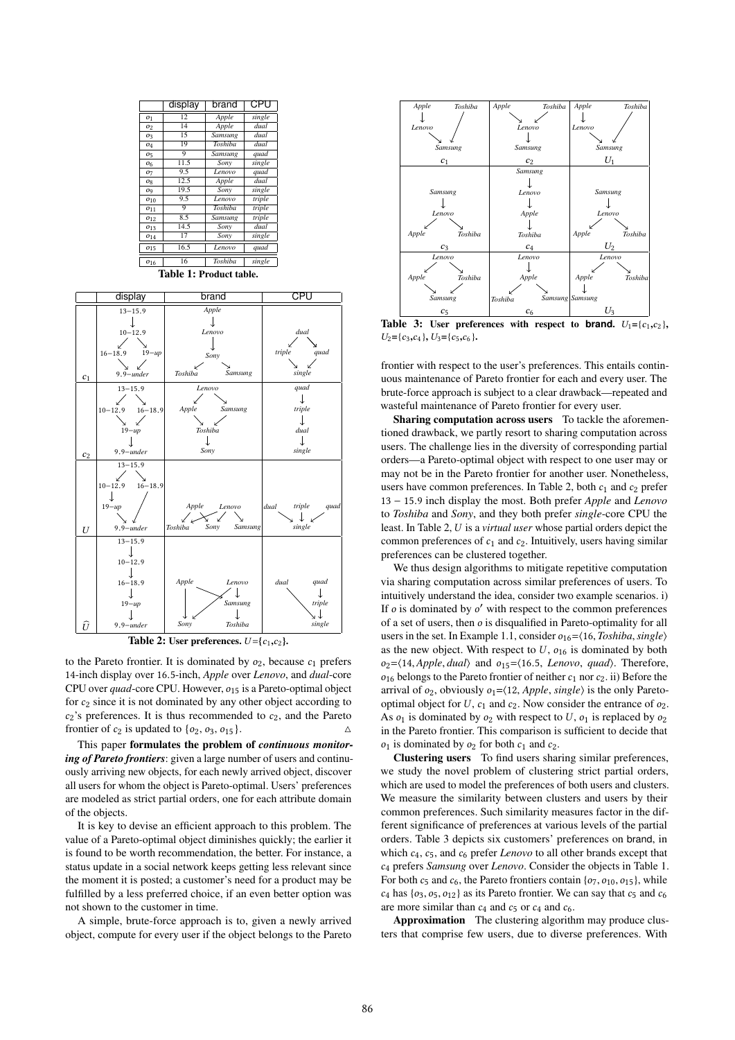|  | display | brand | CPU |
|---|---|---|---|
| $o_1$ | 12 | *Apple* | *single* |
| $o_2$ | 14 | *Apple* | *dual* |
| $o_3$ | 15 | *Samsung* | *dual* |
| $o_4$ | 19 | *Toshiba* | *dual* |
| $o_5$ | 9 | *Samsung* | *quad* |
| $o_6$ | 11.5 | *Sony* | *single* |
| $o_7$ | 9.5 | *Lenovo* | *quad* |
| $o_8$ | 12.5 | *Apple* | *dual* |
| $o_9$ | 19.5 | *Sony* | *single* |
| $o_{10}$ | 9.5 | *Lenovo* | *triple* |
| $o_{11}$ | 9 | *Toshiba* | *triple* |
| $o_{12}$ | 8.5 | *Samsung* | *triple* |
| $o_{13}$ | 14.5 | *Sony* | *dual* |
| $o_{14}$ | 17 | *Sony* | *single* |
| $o_{15}$ | 16.5 | *Lenovo* | *quad* |
| $o_{16}$ | 16 | *Toshiba* | *single* |

**Table 1: Product table.**

|  | display | brand | CPU |
|---|---|---|---|
| $c_1$ | 13−15.9 → 10−12.9; 10−12.9 → 16−18.9, 19−up; 16−18.9 → 9.9−under; 19−up → 9.9−under | *Apple* → *Lenovo* → *Sony*; *Sony* → *Toshiba*, *Samsung* | *dual* → *triple*, *quad*; *triple* → *single*; *quad* → *single* |
| $c_2$ | 13−15.9 → 10−12.9, 16−18.9; 10−12.9 → 19−up; 16−18.9 → 19−up; 19−up → 9.9−under | *Lenovo* → *Apple*, *Samsung*; *Apple* → *Toshiba*; *Samsung* → *Toshiba*; *Toshiba* → *Sony* | *quad* → *triple* → *dual* → *single* |
| $U$ | 13−15.9 → 10−12.9, 16−18.9; 10−12.9 → 19−up; 19−up → 9.9−under; 16−18.9 → 9.9−under | *Apple* → *Toshiba*, *Sony*; *Lenovo* → *Toshiba*, *Sony*, *Samsung* | *dual*, *triple*, *quad* → *single* |
| $\widehat{U}$ | 13−15.9 → 10−12.9 → 16−18.9 → 19−up → 9.9−under | *Apple* → *Sony*, *Samsung*; *Lenovo* → *Sony*, *Samsung*; *Samsung* → *Toshiba* | *dual* → *single*; *quad* → *triple* → *single* |

**Table 2: User preferences.** $U$={$c_1$,$c_2$}.

|  | $c_1$ / $c_3$ / $c_5$ | $c_2$ / $c_4$ / $c_6$ | $U_1$ / $U_2$ / $U_3$ |
|---|---|---|---|
| Row 1 | $c_1$: *Apple* → *Lenovo* → *Samsung*; *Toshiba* → *Samsung* | $c_2$: *Apple* → *Lenovo*; *Toshiba* → *Lenovo*; *Lenovo* → *Samsung* | $U_1$: *Apple* → *Lenovo* → *Samsung*; *Toshiba* → *Samsung* |
| Row 2 | $c_3$: *Samsung* → *Lenovo* → *Apple*, *Toshiba* | $c_4$: *Samsung* → *Lenovo* → *Apple* → *Toshiba* | $U_2$: *Samsung* → *Lenovo* → *Apple*, *Toshiba* |
| Row 3 | $c_5$: *Lenovo* → *Apple*, *Toshiba*; *Apple* → *Samsung*; *Toshiba* → *Samsung* | $c_6$: *Lenovo* → *Apple* → *Toshiba*, *Samsung* | $U_3$: *Lenovo* → *Apple*, *Toshiba*; *Apple* → *Samsung* |

**Table 3: User preferences with respect to brand.** $U_1$={$c_1$,$c_2$}, $U_2$={$c_3$,$c_4$}, $U_3$={$c_5$,$c_6$}.

to the Pareto frontier. It is dominated by $o_2$, because $c_1$ prefers 14-inch display over 16.5-inch, *Apple* over *Lenovo*, and *dual*-core CPU over *quad*-core CPU. However, $o_{15}$ is a Pareto-optimal object for $c_2$ since it is not dominated by any other object according to $c_2$'s preferences. It is thus recommended to $c_2$, and the Pareto frontier of $c_2$ is updated to {$o_2$, $o_3$, $o_{15}$}. △

This paper **formulates the problem of *continuous monitoring of Pareto frontiers***: given a large number of users and continuously arriving new objects, for each newly arrived object, discover all users for whom the object is Pareto-optimal. Users' preferences are modeled as strict partial orders, one for each attribute domain of the objects.

It is key to devise an efficient approach to this problem. The value of a Pareto-optimal object diminishes quickly; the earlier it is found to be worth recommendation, the better. For instance, a status update in a social network keeps getting less relevant since the moment it is posted; a customer's need for a product may be fulfilled by a less preferred choice, if an even better option was not shown to the customer in time.

A simple, brute-force approach is to, given a newly arrived object, compute for every user if the object belongs to the Pareto frontier with respect to the user's preferences. This entails continuous maintenance of Pareto frontier for each and every user. The brute-force approach is subject to a clear drawback—repeated and wasteful maintenance of Pareto frontier for every user.

**Sharing computation across users** To tackle the aforementioned drawback, we partly resort to sharing computation across users. The challenge lies in the diversity of corresponding partial orders—a Pareto-optimal object with respect to one user may or may not be in the Pareto frontier for another user. Nonetheless, users have common preferences. In Table 2, both $c_1$ and $c_2$ prefer $13-15.9$ inch display the most. Both prefer *Apple* and *Lenovo* to *Toshiba* and *Sony*, and they both prefer *single*-core CPU the least. In Table 2, $U$ is a *virtual user* whose partial orders depict the common preferences of $c_1$ and $c_2$. Intuitively, users having similar preferences can be clustered together.

We thus design algorithms to mitigate repetitive computation via sharing computation across similar preferences of users. To intuitively understand the idea, consider two example scenarios. i) If $o$ is dominated by $o'$ with respect to the common preferences of a set of users, then $o$ is disqualified in Pareto-optimality for all users in the set. In Example 1.1, consider $o_{16}$=⟨16, *Toshiba*, *single*⟩ as the new object. With respect to $U$, $o_{16}$ is dominated by both $o_2$=⟨14, *Apple*, *dual*⟩ and $o_{15}$=⟨16.5, *Lenovo*, *quad*⟩. Therefore, $o_{16}$ belongs to the Pareto frontier of neither $c_1$ nor $c_2$. ii) Before the arrival of $o_2$, obviously $o_1$=⟨12, *Apple*, *single*⟩ is the only Pareto-optimal object for $U$, $c_1$ and $c_2$. Now consider the entrance of $o_2$. As $o_1$ is dominated by $o_2$ with respect to $U$, $o_1$ is replaced by $o_2$ in the Pareto frontier. This comparison is sufficient to decide that $o_1$ is dominated by $o_2$ for both $c_1$ and $c_2$.

**Clustering users** To find users sharing similar preferences, we study the novel problem of clustering strict partial orders, which are used to model the preferences of both users and clusters. We measure the similarity between clusters and users by their common preferences. Such similarity measures factor in the different significance of preferences at various levels of the partial orders. Table 3 depicts six customers' preferences on brand, in which $c_4$, $c_5$, and $c_6$ prefer *Lenovo* to all other brands except that $c_4$ prefers *Samsung* over *Lenovo*. Consider the objects in Table 1. For both $c_5$ and $c_6$, the Pareto frontiers contain {$o_7$, $o_{10}$, $o_{15}$}, while $c_4$ has {$o_3$, $o_5$, $o_{12}$} as its Pareto frontier. We can say that $c_5$ and $c_6$ are more similar than $c_4$ and $c_5$ or $c_4$ and $c_6$.

**Approximation** The clustering algorithm may produce clusters that comprise few users, due to diverse preferences. With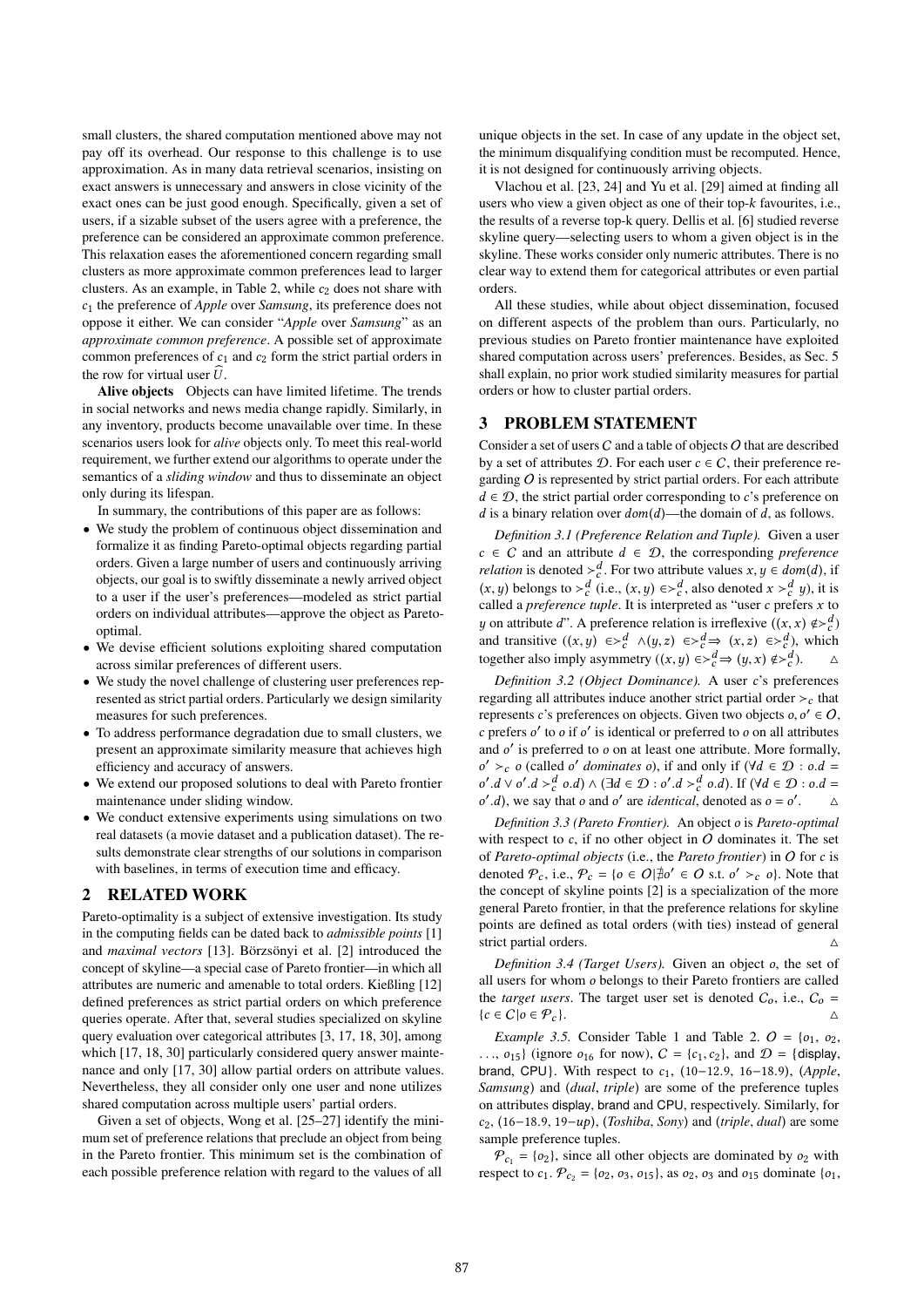small clusters, the shared computation mentioned above may not pay off its overhead. Our response to this challenge is to use approximation. As in many data retrieval scenarios, insisting on exact answers is unnecessary and answers in close vicinity of the exact ones can be just good enough. Specifically, given a set of users, if a sizable subset of the users agree with a preference, the preference can be considered an approximate common preference. This relaxation eases the aforementioned concern regarding small clusters as more approximate common preferences lead to larger clusters. As an example, in Table 2, while $c_2$ does not share with $c_1$ the preference of *Apple* over *Samsung*, its preference does not oppose it either. We can consider "*Apple* over *Samsung*" as an *approximate common preference*. A possible set of approximate common preferences of $c_1$ and $c_2$ form the strict partial orders in the row for virtual user $\widehat{U}$.

**Alive objects** Objects can have limited lifetime. The trends in social networks and news media change rapidly. Similarly, in any inventory, products become unavailable over time. In these scenarios users look for *alive* objects only. To meet this real-world requirement, we further extend our algorithms to operate under the semantics of a *sliding window* and thus to disseminate an object only during its lifespan.

In summary, the contributions of this paper are as follows:

- We study the problem of continuous object dissemination and formalize it as finding Pareto-optimal objects regarding partial orders. Given a large number of users and continuously arriving objects, our goal is to swiftly disseminate a newly arrived object to a user if the user's preferences—modeled as strict partial orders on individual attributes—approve the object as Pareto-optimal.
- We devise efficient solutions exploiting shared computation across similar preferences of different users.
- We study the novel challenge of clustering user preferences represented as strict partial orders. Particularly we design similarity measures for such preferences.
- To address performance degradation due to small clusters, we present an approximate similarity measure that achieves high efficiency and accuracy of answers.
- We extend our proposed solutions to deal with Pareto frontier maintenance under sliding window.
- We conduct extensive experiments using simulations on two real datasets (a movie dataset and a publication dataset). The results demonstrate clear strengths of our solutions in comparison with baselines, in terms of execution time and efficacy.

## 2 RELATED WORK

Pareto-optimality is a subject of extensive investigation. Its study in the computing fields can be dated back to *admissible points* [1] and *maximal vectors* [13]. Börzsönyi et al. [2] introduced the concept of skyline—a special case of Pareto frontier—in which all attributes are numeric and amenable to total orders. Kießling [12] defined preferences as strict partial orders on which preference queries operate. After that, several studies specialized on skyline query evaluation over categorical attributes [3, 17, 18, 30], among which [17, 18, 30] particularly considered query answer maintenance and only [17, 30] allow partial orders on attribute values. Nevertheless, they all consider only one user and none utilizes shared computation across multiple users' partial orders.

Given a set of objects, Wong et al. [25–27] identify the minimum set of preference relations that preclude an object from being in the Pareto frontier. This minimum set is the combination of each possible preference relation with regard to the values of all unique objects in the set. In case of any update in the object set, the minimum disqualifying condition must be recomputed. Hence, it is not designed for continuously arriving objects.

Vlachou et al. [23, 24] and Yu et al. [29] aimed at finding all users who view a given object as one of their top-$k$ favourites, i.e., the results of a reverse top-k query. Dellis et al. [6] studied reverse skyline query—selecting users to whom a given object is in the skyline. These works consider only numeric attributes. There is no clear way to extend them for categorical attributes or even partial orders.

All these studies, while about object dissemination, focused on different aspects of the problem than ours. Particularly, no previous studies on Pareto frontier maintenance have exploited shared computation across users' preferences. Besides, as Sec. 5 shall explain, no prior work studied similarity measures for partial orders or how to cluster partial orders.

## 3 PROBLEM STATEMENT

Consider a set of users $C$ and a table of objects $O$ that are described by a set of attributes $\mathcal{D}$. For each user $c \in C$, their preference regarding $O$ is represented by strict partial orders. For each attribute $d \in \mathcal{D}$, the strict partial order corresponding to $c$'s preference on $d$ is a binary relation over $dom(d)$—the domain of $d$, as follows.

*Definition 3.1 (Preference Relation and Tuple).* Given a user $c \in C$ and an attribute $d \in \mathcal{D}$, the corresponding *preference relation* is denoted $\succ_c^d$. For two attribute values $x, y \in dom(d)$, if $(x, y)$ belongs to $\succ_c^d$ (i.e., $(x, y) \in \succ_c^d$, also denoted $x \succ_c^d y$), it is called a *preference tuple*. It is interpreted as "user $c$ prefers $x$ to $y$ on attribute $d$". A preference relation is irreflexive ($(x, x) \notin \succ_c^d$) and transitive ($(x, y) \in \succ_c^d \wedge (y, z) \in \succ_c^d \Rightarrow (x, z) \in \succ_c^d$), which together also imply asymmetry ($(x, y) \in \succ_c^d \Rightarrow (y, x) \notin \succ_c^d$). △

*Definition 3.2 (Object Dominance).* A user $c$'s preferences regarding all attributes induce another strict partial order $\succ_c$ that represents $c$'s preferences on objects. Given two objects $o, o' \in O$, $c$ prefers $o'$ to $o$ if $o'$ is identical or preferred to $o$ on all attributes and $o'$ is preferred to $o$ on at least one attribute. More formally, $o' \succ_c o$ (called $o'$ *dominates* $o$), if and only if $(\forall d \in \mathcal{D} : o.d = o'.d \vee o'.d \succ_c^d o.d) \wedge (\exists d \in \mathcal{D} : o'.d \succ_c^d o.d)$. If $(\forall d \in \mathcal{D} : o.d = o'.d)$, we say that $o$ and $o'$ are *identical*, denoted as $o = o'$. △

*Definition 3.3 (Pareto Frontier).* An object $o$ is *Pareto-optimal* with respect to $c$, if no other object in $O$ dominates it. The set of *Pareto-optimal objects* (i.e., the *Pareto frontier*) in $O$ for $c$ is denoted $\mathcal{P}_c$, i.e., $\mathcal{P}_c = \{o \in O | \nexists o' \in O \text{ s.t. } o' \succ_c o\}$. Note that the concept of skyline points [2] is a specialization of the more general Pareto frontier, in that the preference relations for skyline points are defined as total orders (with ties) instead of general strict partial orders. △

*Definition 3.4 (Target Users).* Given an object $o$, the set of all users for whom $o$ belongs to their Pareto frontiers are called the *target users*. The target user set is denoted $C_o$, i.e., $C_o = \{c \in C | o \in \mathcal{P}_c\}$. △

*Example 3.5.* Consider Table 1 and Table 2. $O = \{o_1, o_2, \ldots, o_{15}\}$ (ignore $o_{16}$ for now), $C = \{c_1, c_2\}$, and $\mathcal{D} = \{$display, brand, CPU$\}$. With respect to $c_1$, (10−12.9, 16−18.9), (*Apple*, *Samsung*) and (*dual*, *triple*) are some of the preference tuples on attributes display, brand and CPU, respectively. Similarly, for $c_2$, (16−18.9, 19−*up*), (*Toshiba*, *Sony*) and (*triple*, *dual*) are some sample preference tuples.

$\mathcal{P}_{c_1} = \{o_2\}$, since all other objects are dominated by $o_2$ with respect to $c_1$. $\mathcal{P}_{c_2} = \{o_2, o_3, o_{15}\}$, as $o_2$, $o_3$ and $o_{15}$ dominate $\{o_1,$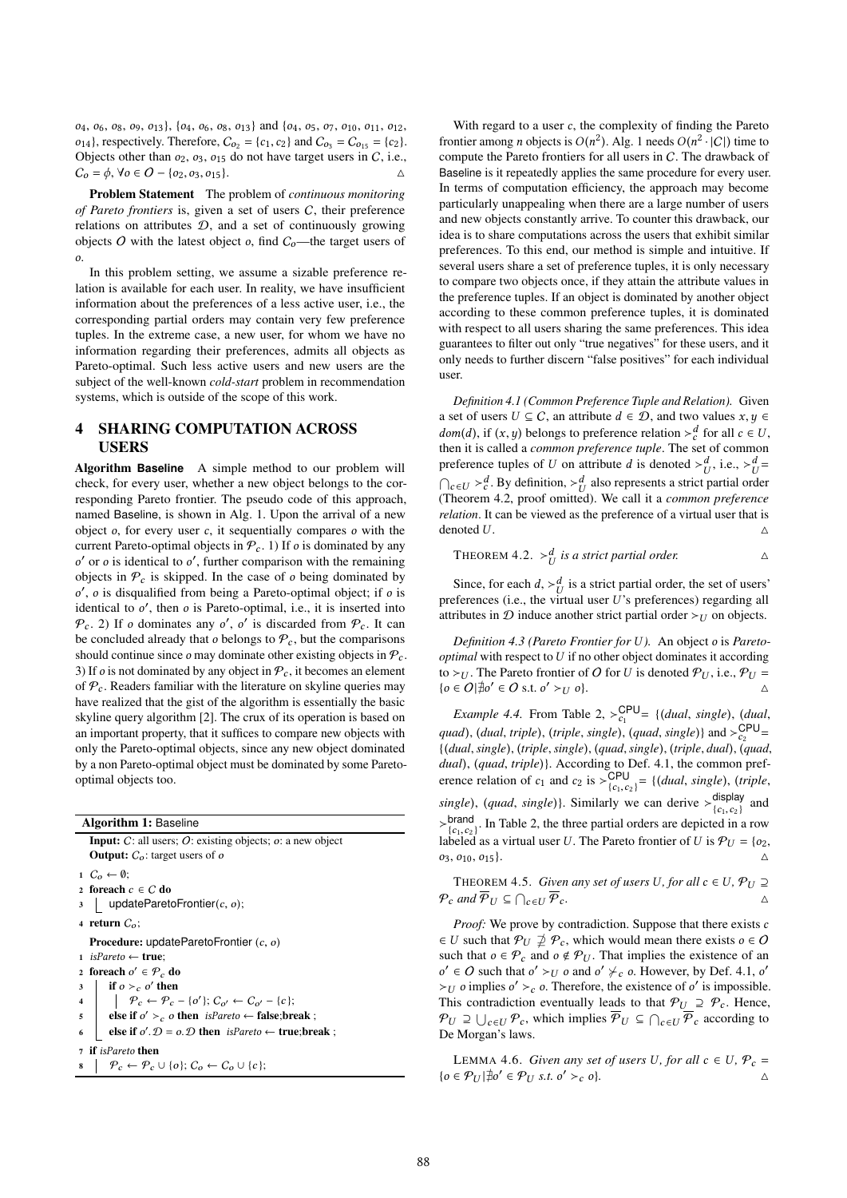$o_4$, $o_6$, $o_8$, $o_9$, $o_{13}$}, {$o_4$, $o_6$, $o_8$, $o_{13}$} and {$o_4$, $o_5$, $o_7$, $o_{10}$, $o_{11}$, $o_{12}$, $o_{14}$}, respectively. Therefore, $C_{o_2} = \{c_1, c_2\}$ and $C_{o_3} = C_{o_{15}} = \{c_2\}$. Objects other than $o_2$, $o_3$, $o_{15}$ do not have target users in $C$, i.e., $C_o = \phi$, $\forall o \in O - \{o_2, o_3, o_{15}\}$. △

**Problem Statement** The problem of *continuous monitoring of Pareto frontiers* is, given a set of users $C$, their preference relations on attributes $\mathcal{D}$, and a set of continuously growing objects $O$ with the latest object $o$, find $C_o$—the target users of $o$.

In this problem setting, we assume a sizable preference relation is available for each user. In reality, we have insufficient information about the preferences of a less active user, i.e., the corresponding partial orders may contain very few preference tuples. In the extreme case, a new user, for whom we have no information regarding their preferences, admits all objects as Pareto-optimal. Such less active users and new users are the subject of the well-known *cold-start* problem in recommendation systems, which is outside of the scope of this work.

# 4 SHARING COMPUTATION ACROSS USERS

**Algorithm Baseline** A simple method to our problem will check, for every user, whether a new object belongs to the corresponding Pareto frontier. The pseudo code of this approach, named Baseline, is shown in Alg. 1. Upon the arrival of a new object $o$, for every user $c$, it sequentially compares $o$ with the current Pareto-optimal objects in $\mathcal{P}_c$. 1) If $o$ is dominated by any $o'$ or $o$ is identical to $o'$, further comparison with the remaining objects in $\mathcal{P}_c$ is skipped. In the case of $o$ being dominated by $o'$, $o$ is disqualified from being a Pareto-optimal object; if $o$ is identical to $o'$, then $o$ is Pareto-optimal, i.e., it is inserted into $\mathcal{P}_c$. 2) If $o$ dominates any $o'$, $o'$ is discarded from $\mathcal{P}_c$. It can be concluded already that $o$ belongs to $\mathcal{P}_c$, but the comparisons should continue since $o$ may dominate other existing objects in $\mathcal{P}_c$. 3) If $o$ is not dominated by any object in $\mathcal{P}_c$, it becomes an element of $\mathcal{P}_c$. Readers familiar with the literature on skyline queries may have realized that the gist of the algorithm is essentially the basic skyline query algorithm [2]. The crux of its operation is based on an important property, that it suffices to compare new objects with only the Pareto-optimal objects, since any new object dominated by a non Pareto-optimal object must be dominated by some Pareto-optimal objects too.

**Algorithm 1:** Baseline

```
Input: C: all users; O: existing objects; o: a new object
Output: C_o: target users of o
1 C_o ← ∅;
2 foreach c ∈ C do
3     updateParetoFrontier(c, o);
4 return C_o;

Procedure: updateParetoFrontier (c, o)
1 isPareto ← true;
2 foreach o' ∈ P_c do
3     if o ≻_c o' then
4         P_c ← P_c − {o'}; C_o' ← C_o' − {c};
5     else if o' ≻_c o then isPareto ← false;break ;
6     else if o'.D = o.D then isPareto ← true;break ;
7 if isPareto then
8     P_c ← P_c ∪ {o}; C_o ← C_o ∪ {c};
```

With regard to a user $c$, the complexity of finding the Pareto frontier among $n$ objects is $O(n^2)$. Alg. 1 needs $O(n^2 \cdot |C|)$ time to compute the Pareto frontiers for all users in $C$. The drawback of Baseline is it repeatedly applies the same procedure for every user. In terms of computation efficiency, the approach may become particularly unappealing when there are a large number of users and new objects constantly arrive. To counter this drawback, our idea is to share computations across the users that exhibit similar preferences. To this end, our method is simple and intuitive. If several users share a set of preference tuples, it is only necessary to compare two objects once, if they attain the attribute values in the preference tuples. If an object is dominated by another object according to these common preference tuples, it is dominated with respect to all users sharing the same preferences. This idea guarantees to filter out only "true negatives" for these users, and it only needs to further discern "false positives" for each individual user.

*Definition 4.1 (Common Preference Tuple and Relation).* Given a set of users $U \subseteq C$, an attribute $d \in \mathcal{D}$, and two values $x, y \in dom(d)$, if $(x, y)$ belongs to preference relation $\succ_c^d$ for all $c \in U$, then it is called a *common preference tuple*. The set of common preference tuples of $U$ on attribute $d$ is denoted $\succ_U^d$, i.e., $\succ_U^d = \bigcap_{c \in U} \succ_c^d$. By definition, $\succ_U^d$ also represents a strict partial order (Theorem 4.2, proof omitted). We call it a *common preference relation*. It can be viewed as the preference of a virtual user that is denoted $U$. △

THEOREM 4.2. *$\succ_U^d$ is a strict partial order.* △

Since, for each $d$, $\succ_U^d$ is a strict partial order, the set of users' preferences (i.e., the virtual user $U$'s preferences) regarding all attributes in $\mathcal{D}$ induce another strict partial order $\succ_U$ on objects.

*Definition 4.3 (Pareto Frontier for $U$).* An object $o$ is *Pareto-optimal* with respect to $U$ if no other object dominates it according to $\succ_U$. The Pareto frontier of $O$ for $U$ is denoted $\mathcal{P}_U$, i.e., $\mathcal{P}_U = \{o \in O | \nexists o' \in O \text{ s.t. } o' \succ_U o\}$. △

*Example 4.4.* From Table 2, $\succ_{c_1}^{\mathsf{CPU}} = \{(dual, single), (dual, quad), (dual, triple), (triple, single), (quad, single)\}$ and $\succ_{c_2}^{\mathsf{CPU}} = \{(dual, single), (triple, single), (quad, single), (triple, dual), (quad, dual), (quad, triple)\}$. According to Def. 4.1, the common preference relation of $c_1$ and $c_2$ is $\succ_{\{c_1,c_2\}}^{\mathsf{CPU}} = \{(dual, single), (triple, single), (quad, single)\}$. Similarly we can derive $\succ_{\{c_1,c_2\}}^{\mathsf{display}}$ and $\succ_{\{c_1,c_2\}}^{\mathsf{brand}}$. In Table 2, the three partial orders are depicted in a row labeled as a virtual user $U$. The Pareto frontier of $U$ is $\mathcal{P}_U = \{o_2, o_3, o_{10}, o_{15}\}$. △

THEOREM 4.5. *Given any set of users $U$, for all $c \in U$, $\mathcal{P}_U \supseteq \mathcal{P}_c$ and $\overline{\mathcal{P}}_U \subseteq \bigcap_{c \in U} \overline{\mathcal{P}}_c$.* △

*Proof:* We prove by contradiction. Suppose that there exists $c \in U$ such that $\mathcal{P}_U \not\supseteq \mathcal{P}_c$, which would mean there exists $o \in O$ such that $o \in \mathcal{P}_c$ and $o \notin \mathcal{P}_U$. That implies the existence of an $o' \in O$ such that $o' \succ_U o$ and $o' \nsucc_c o$. However, by Def. 4.1, $o' \succ_U o$ implies $o' \succ_c o$. Therefore, the existence of $o'$ is impossible. This contradiction eventually leads to that $\mathcal{P}_U \supseteq \mathcal{P}_c$. Hence, $\mathcal{P}_U \supseteq \bigcup_{c \in U} \mathcal{P}_c$, which implies $\overline{\mathcal{P}}_U \subseteq \bigcap_{c \in U} \overline{\mathcal{P}}_c$ according to De Morgan's laws.

LEMMA 4.6. *Given any set of users $U$, for all $c \in U$, $\mathcal{P}_c = \{o \in \mathcal{P}_U | \nexists o' \in \mathcal{P}_U \text{ s.t. } o' \succ_c o\}$.* △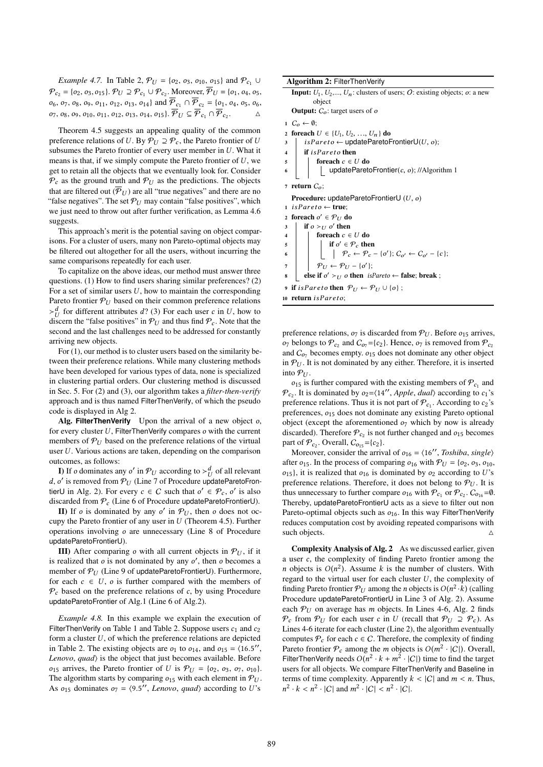*Example 4.7.* In Table 2, $\mathcal{P}_U = \{o_2, o_3, o_{10}, o_{15}\}$ and $\mathcal{P}_{c_1} \cup \mathcal{P}_{c_2} = \{o_2, o_3, o_{15}\}$. $\mathcal{P}_U \supseteq \mathcal{P}_{c_1} \cup \mathcal{P}_{c_2}$. Moreover, $\overline{\mathcal{P}}_U = \{o_1, o_4, o_5, o_6, o_7, o_8, o_9, o_{11}, o_{12}, o_{13}, o_{14}\}$ and $\overline{\mathcal{P}}_{c_1} \cap \overline{\mathcal{P}}_{c_2} = \{o_1, o_4, o_5, o_6, o_7, o_8, o_9, o_{10}, o_{11}, o_{12}, o_{13}, o_{14}, o_{15}\}$. $\overline{\mathcal{P}}_U \subseteq \overline{\mathcal{P}}_{c_1} \cap \overline{\mathcal{P}}_{c_2}$. △

Theorem 4.5 suggests an appealing quality of the common preference relations of $U$. By $\mathcal{P}_U \supseteq \mathcal{P}_c$, the Pareto frontier of $U$ subsumes the Pareto frontier of every user member in $U$. What it means is that, if we simply compute the Pareto frontier of $U$, we get to retain all the objects that we eventually look for. Consider $\mathcal{P}_c$ as the ground truth and $\mathcal{P}_U$ as the predictions. The objects that are filtered out ($\overline{\mathcal{P}}_U$) are all "true negatives" and there are no "false negatives". The set $\mathcal{P}_U$ may contain "false positives", which we just need to throw out after further verification, as Lemma 4.6 suggests.

This approach's merit is the potential saving on object comparisons. For a cluster of users, many non Pareto-optimal objects may be filtered out altogether for all the users, without incurring the same comparisons repeatedly for each user.

To capitalize on the above ideas, our method must answer three questions. (1) How to find users sharing similar preferences? (2) For a set of similar users $U$, how to maintain the corresponding Pareto frontier $\mathcal{P}_U$ based on their common preference relations $\succ_U^d$ for different attributes $d$? (3) For each user $c$ in $U$, how to discern the "false positives" in $\mathcal{P}_U$ and thus find $\mathcal{P}_c$. Note that the second and the last challenges need to be addressed for constantly arriving new objects.

For (1), our method is to cluster users based on the similarity between their preference relations. While many clustering methods have been developed for various types of data, none is specialized in clustering partial orders. Our clustering method is discussed in Sec. 5. For (2) and (3), our algorithm takes a *filter-then-verify* approach and is thus named FilterThenVerify, of which the pseudo code is displayed in Alg 2.

**Alg. FilterThenVerify** Upon the arrival of a new object $o$, for every cluster $U$, FilterThenVerify compares $o$ with the current members of $\mathcal{P}_U$ based on the preference relations of the virtual user $U$. Various actions are taken, depending on the comparison outcomes, as follows:

**I)** If $o$ dominates any $o'$ in $\mathcal{P}_U$ according to $\succ_U^d$ of all relevant $d$, $o'$ is removed from $\mathcal{P}_U$ (Line 7 of Procedure updateParetoFrontierU in Alg. 2). For every $c \in C$ such that $o' \in \mathcal{P}_c$, $o'$ is also discarded from $\mathcal{P}_c$ (Line 6 of Procedure updateParetoFrontierU).

**II)** If $o$ is dominated by any $o'$ in $\mathcal{P}_U$, then $o$ does not occupy the Pareto frontier of any user in $U$ (Theorem 4.5). Further operations involving $o$ are unnecessary (Line 8 of Procedure updateParetoFrontierU).

**III)** After comparing $o$ with all current objects in $\mathcal{P}_U$, if it is realized that $o$ is not dominated by any $o'$, then $o$ becomes a member of $\mathcal{P}_U$ (Line 9 of updateParetoFrontierU). Furthermore, for each $c \in U$, $o$ is further compared with the members of $\mathcal{P}_c$ based on the preference relations of $c$, by using Procedure updateParetoFrontier of Alg.1 (Line 6 of Alg.2).

*Example 4.8.* In this example we explain the execution of FilterThenVerify on Table 1 and Table 2. Suppose users $c_1$ and $c_2$ form a cluster $U$, of which the preference relations are depicted in Table 2. The existing objects are $o_1$ to $o_{14}$, and $o_{15} = \langle 16.5'', \textit{Lenovo}, \textit{quad}\rangle$ is the object that just becomes available. Before $o_{15}$ arrives, the Pareto frontier of $U$ is $\mathcal{P}_U = \{o_2, o_3, o_7, o_{10}\}$. The algorithm starts by comparing $o_{15}$ with each element in $\mathcal{P}_U$. As $o_{15}$ dominates $o_7 = \langle 9.5'', \textit{Lenovo}, \textit{quad}\rangle$ according to $U$'s preference relations, $o_7$ is discarded from $\mathcal{P}_U$. Before $o_{15}$ arrives, $o_7$ belongs to $\mathcal{P}_{c_2}$ and $C_{o_7}=\{c_2\}$. Hence, $o_7$ is removed from $\mathcal{P}_{c_2}$ and $C_{o_7}$ becomes empty. $o_{15}$ does not dominate any other object in $\mathcal{P}_U$. It is not dominated by any either. Therefore, it is inserted into $\mathcal{P}_U$.

$o_{15}$ is further compared with the existing members of $\mathcal{P}_{c_1}$ and $\mathcal{P}_{c_2}$. It is dominated by $o_2=\langle 14'', \textit{Apple}, \textit{dual}\rangle$ according to $c_1$'s preference relations. Thus it is not part of $\mathcal{P}_{c_1}$. According to $c_2$'s preferences, $o_{15}$ does not dominate any existing Pareto optional object (except the aforementioned $o_7$ which by now is already discarded). Therefore $\mathcal{P}_{c_2}$ is not further changed and $o_{15}$ becomes part of $\mathcal{P}_{c_2}$. Overall, $C_{o_{15}}=\{c_2\}$.

Moreover, consider the arrival of $o_{16} = \langle 16'', \textit{Toshiba}, \textit{single}\rangle$ after $o_{15}$. In the process of comparing $o_{16}$ with $\mathcal{P}_U = \{o_2, o_3, o_{10}, o_{15}\}$, it is realized that $o_{16}$ is dominated by $o_2$ according to $U$'s preference relations. Therefore, it does not belong to $\mathcal{P}_U$. It is thus unnecessary to further compare $o_{16}$ with $\mathcal{P}_{c_1}$ or $\mathcal{P}_{c_2}$. $C_{o_{16}}=\emptyset$. Thereby, updateParetoFrontierU acts as a sieve to filter out non Pareto-optimal objects such as $o_{16}$. In this way FilterThenVerify reduces computation cost by avoiding repeated comparisons with such objects. △

**Complexity Analysis of Alg. 2** As we discussed earlier, given a user $c$, the complexity of finding Pareto frontier among the $n$ objects is $O(n^2)$. Assume $k$ is the number of clusters. With regard to the virtual user for each cluster $U$, the complexity of finding Pareto frontier $\mathcal{P}_U$ among the $n$ objects is $O(n^2 \cdot k)$ (calling Procedure updateParetoFrontierU in Line 3 of Alg. 2). Assume each $\mathcal{P}_U$ on average has $m$ objects. In Lines 4-6, Alg. 2 finds $\mathcal{P}_c$ from $\mathcal{P}_U$ for each user $c$ in $U$ (recall that $\mathcal{P}_U \supseteq \mathcal{P}_c$). As Lines 4-6 iterate for each cluster (Line 2), the algorithm eventually computes $\mathcal{P}_c$ for each $c \in C$. Therefore, the complexity of finding Pareto frontier $\mathcal{P}_c$ among the $m$ objects is $O(m^2 \cdot |C|)$. Overall, FilterThenVerify needs $O(n^2 \cdot k + m^2 \cdot |C|)$ time to find the target users for all objects. We compare FilterThenVerify and Baseline in terms of time complexity. Apparently $k < |C|$ and $m < n$. Thus, $n^2 \cdot k < n^2 \cdot |C|$ and $m^2 \cdot |C| < n^2 \cdot |C|$.

**Algorithm 2:** FilterThenVerify

```
Input: U_1, U_2,..., U_n: clusters of users; O: existing objects; o: a new object
Output: C_o: target users of o
1 C_o ← ∅;
2 foreach U ∈ {U_1, U_2, ..., U_n} do
3     isPareto ← updateParetoFrontierU(U, o);
4     if isPareto then
5         foreach c ∈ U do
6             updateParetoFrontier(c, o); //Algorithm 1
7 return C_o;

Procedure: updateParetoFrontierU (U, o)
1 isPareto ← true;
2 foreach o' ∈ P_U do
3     if o ≻_U o' then
4         foreach c ∈ U do
5             if o' ∈ P_c then
6                 P_c ← P_c − {o'}; C_o' ← C_o' − {c};
7         P_U ← P_U − {o'};
8     else if o' ≻_U o then isPareto ← false; break ;
9 if isPareto then P_U ← P_U ∪ {o} ;
10 return isPareto;
```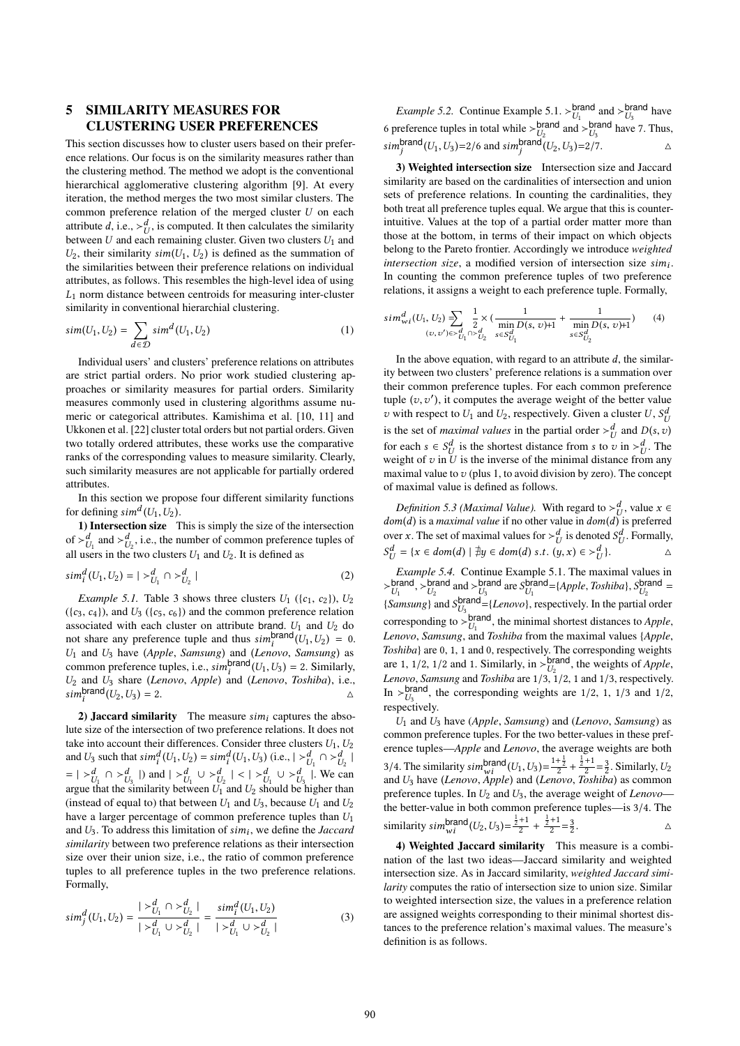## 5 SIMILARITY MEASURES FOR CLUSTERING USER PREFERENCES

This section discusses how to cluster users based on their preference relations. Our focus is on the similarity measures rather than the clustering method. The method we adopt is the conventional hierarchical agglomerative clustering algorithm [9]. At every iteration, the method merges the two most similar clusters. The common preference relation of the merged cluster $U$ on each attribute $d$, i.e., $\succ_U^d$, is computed. It then calculates the similarity between $U$ and each remaining cluster. Given two clusters $U_1$ and $U_2$, their similarity $sim(U_1, U_2)$ is defined as the summation of the similarities between their preference relations on individual attributes, as follows. This resembles the high-level idea of using $L_1$ norm distance between centroids for measuring inter-cluster similarity in conventional hierarchial clustering.

$$sim(U_1, U_2) = \sum_{d \in \mathcal{D}} sim^d(U_1, U_2) \tag{1}$$

Individual users' and clusters' preference relations on attributes are strict partial orders. No prior work studied clustering approaches or similarity measures for partial orders. Similarity measures commonly used in clustering algorithms assume numeric or categorical attributes. Kamishima et al. [10, 11] and Ukkonen et al. [22] cluster total orders but not partial orders. Given two totally ordered attributes, these works use the comparative ranks of the corresponding values to measure similarity. Clearly, such similarity measures are not applicable for partially ordered attributes.

In this section we propose four different similarity functions for defining $sim^d(U_1, U_2)$.

**1) Intersection size** This is simply the size of the intersection of $\succ_{U_1}^d$ and $\succ_{U_2}^d$, i.e., the number of common preference tuples of all users in the two clusters $U_1$ and $U_2$. It is defined as

$$sim_i^d(U_1, U_2) = | \succ_{U_1}^d \cap \succ_{U_2}^d | \tag{2}$$

*Example 5.1.* Table 3 shows three clusters $U_1$ ($\{c_1, c_2\}$), $U_2$ ($\{c_3, c_4\}$), and $U_3$ ($\{c_5, c_6\}$) and the common preference relation associated with each cluster on attribute brand. $U_1$ and $U_2$ do not share any preference tuple and thus $sim_i^{\text{brand}}(U_1, U_2) = 0$. $U_1$ and $U_3$ have (*Apple*, *Samsung*) and (*Lenovo*, *Samsung*) as common preference tuples, i.e., $sim_i^{\text{brand}}(U_1, U_3) = 2$. Similarly, $U_2$ and $U_3$ share (*Lenovo*, *Apple*) and (*Lenovo*, *Toshiba*), i.e., $sim_i^{\text{brand}}(U_2, U_3) = 2$. △

**2) Jaccard similarity** The measure $sim_i$ captures the absolute size of the intersection of two preference relations. It does not take into account their differences. Consider three clusters $U_1$, $U_2$ and $U_3$ such that $sim_i^d(U_1, U_2) = sim_i^d(U_1, U_3)$ (i.e., $| \succ_{U_1}^d \cap \succ_{U_2}^d | = | \succ_{U_1}^d \cap \succ_{U_3}^d |$) and $| \succ_{U_1}^d \cup \succ_{U_2}^d | < | \succ_{U_1}^d \cup \succ_{U_3}^d |$. We can argue that the similarity between $U_1$ and $U_2$ should be higher than (instead of equal to) that between $U_1$ and $U_3$, because $U_1$ and $U_2$ have a larger percentage of common preference tuples than $U_1$ and $U_3$. To address this limitation of $sim_i$, we define the *Jaccard similarity* between two preference relations as their intersection size over their union size, i.e., the ratio of common preference tuples to all preference tuples in the two preference relations. Formally,

$$sim_j^d(U_1, U_2) = \frac{| \succ_{U_1}^d \cap \succ_{U_2}^d |}{| \succ_{U_1}^d \cup \succ_{U_2}^d |} = \frac{sim_i^d(U_1, U_2)}{| \succ_{U_1}^d \cup \succ_{U_2}^d |} \tag{3}$$

*Example 5.2.* Continue Example 5.1. $\succ_{U_1}^{\text{brand}}$ and $\succ_{U_3}^{\text{brand}}$ have 6 preference tuples in total while $\succ_{U_2}^{\text{brand}}$ and $\succ_{U_3}^{\text{brand}}$ have 7. Thus, $sim_j^{\text{brand}}(U_1, U_3)$=2/6 and $sim_j^{\text{brand}}(U_2, U_3)$=2/7. △

**3) Weighted intersection size** Intersection size and Jaccard similarity are based on the cardinalities of intersection and union sets of preference relations. In counting the cardinalities, they both treat all preference tuples equal. We argue that this is counter-intuitive. Values at the top of a partial order matter more than those at the bottom, in terms of their impact on which objects belong to the Pareto frontier. Accordingly we introduce *weighted intersection size*, a modified version of intersection size $sim_i$. In counting the common preference tuples of two preference relations, it assigns a weight to each preference tuple. Formally,

$$sim_{wi}^d(U_1, U_2) = \sum_{(v,v') \in \succ_{U_1}^d \cap \succ_{U_2}^d} \frac{1}{2} \times \left( \frac{1}{\min\limits_{s \in S_{U_1}^d} D(s, v) + 1} + \frac{1}{\min\limits_{s \in S_{U_2}^d} D(s, v) + 1} \right) \tag{4}$$

In the above equation, with regard to an attribute $d$, the similarity between two clusters' preference relations is a summation over their common preference tuples. For each common preference tuple $(v, v')$, it computes the average weight of the better value $v$ with respect to $U_1$ and $U_2$, respectively. Given a cluster $U$, $S_U^d$ is the set of *maximal values* in the partial order $\succ_U^d$ and $D(s, v)$ for each $s \in S_U^d$ is the shortest distance from $s$ to $v$ in $\succ_U^d$. The weight of $v$ in $U$ is the inverse of the minimal distance from any maximal value to $v$ (plus 1, to avoid division by zero). The concept of maximal value is defined as follows.

*Definition 5.3 (Maximal Value).* With regard to $\succ_U^d$, value $x \in dom(d)$ is a *maximal value* if no other value in $dom(d)$ is preferred over $x$. The set of maximal values for $\succ_U^d$ is denoted $S_U^d$. Formally, $S_U^d = \{x \in dom(d) \mid \nexists y \in dom(d) \ s.t. \ (y, x) \in \succ_U^d\}$. △

*Example 5.4.* Continue Example 5.1. The maximal values in $\succ_{U_1}^{\text{brand}}$, $\succ_{U_2}^{\text{brand}}$ and $\succ_{U_3}^{\text{brand}}$ are $S_{U_1}^{\text{brand}}$=\{*Apple*, *Toshiba*\}, $S_{U_2}^{\text{brand}}$ = \{*Samsung*\} and $S_{U_3}^{\text{brand}}$=\{*Lenovo*\}, respectively. In the partial order corresponding to $\succ_{U_1}^{\text{brand}}$, the minimal shortest distances to *Apple*, *Lenovo*, *Samsung*, and *Toshiba* from the maximal values \{*Apple*, *Toshiba*\} are 0, 1, 1 and 0, respectively. The corresponding weights are 1, 1/2, 1/2 and 1. Similarly, in $\succ_{U_2}^{\text{brand}}$, the weights of *Apple*, *Lenovo*, *Samsung* and *Toshiba* are 1/3, 1/2, 1 and 1/3, respectively. In $\succ_{U_3}^{\text{brand}}$, the corresponding weights are 1/2, 1, 1/3 and 1/2, respectively.

$U_1$ and $U_3$ have (*Apple*, *Samsung*) and (*Lenovo*, *Samsung*) as common preference tuples. For the two better-values in these preference tuples—*Apple* and *Lenovo*, the average weights are both 3/4. The similarity $sim_{wi}^{\text{brand}}(U_1, U_3)=\frac{1+\frac{1}{2}}{2}+\frac{\frac{1}{2}+1}{2}=\frac{3}{2}$. Similarly, $U_2$ and $U_3$ have (*Lenovo*, *Apple*) and (*Lenovo*, *Toshiba*) as common preference tuples. In $U_2$ and $U_3$, the average weight of *Lenovo*—the better-value in both common preference tuples—is 3/4. The similarity $sim_{wi}^{\text{brand}}(U_2, U_3)=\frac{\frac{1}{2}+1}{2}+\frac{\frac{1}{2}+1}{2}=\frac{3}{2}$. △

**4) Weighted Jaccard similarity** This measure is a combination of the last two ideas—Jaccard similarity and weighted intersection size. As in Jaccard similarity, *weighted Jaccard similarity* computes the ratio of intersection size to union size. Similar to weighted intersection size, the values in a preference relation are assigned weights corresponding to their minimal shortest distances to the preference relation's maximal values. The measure's definition is as follows.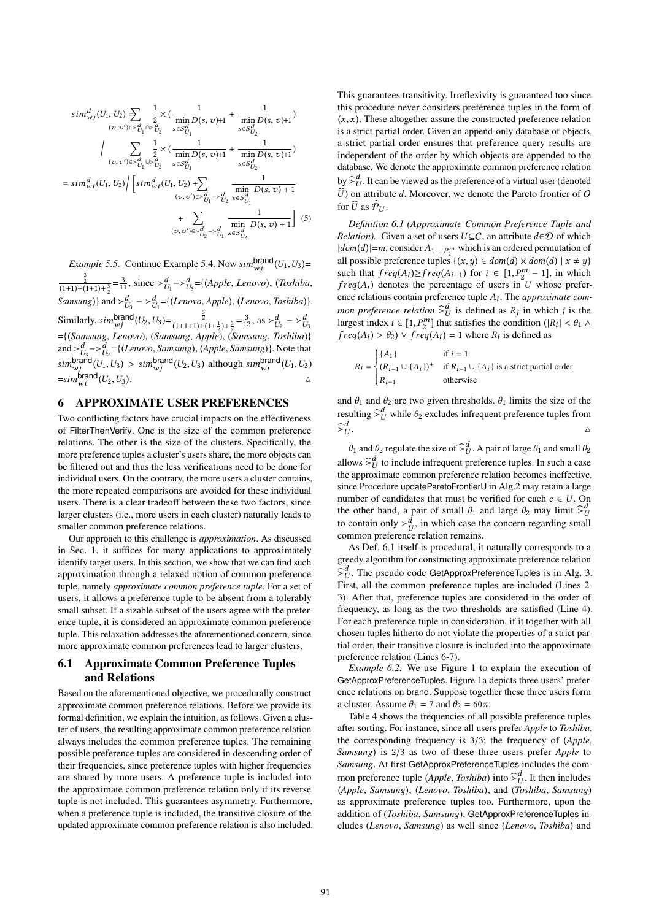$$sim^d_{wj}(U_1, U_2) = \sum_{(v,v')\in \succ^d_{U_1} \cap \succ^d_{U_2}} \frac{1}{2} \times \left(\frac{1}{\min_{s\in S^d_{U_1}} D(s,v)+1} + \frac{1}{\min_{s\in S^d_{U_2}} D(s,v)+1}\right)$$

$$\Bigg/ \sum_{(v,v')\in \succ^d_{U_1} \cup \succ^d_{U_2}} \frac{1}{2} \times \left(\frac{1}{\min_{s\in S^d_{U_1}} D(s,v)+1} + \frac{1}{\min_{s\in S^d_{U_2}} D(s,v)+1}\right)$$

$$= sim^d_{wi}(U_1, U_2) \Bigg/ \left[ sim^d_{wi}(U_1, U_2) + \sum_{(v,v')\in \succ^d_{U_1} - \succ^d_{U_2}} \frac{1}{\min_{s\in S^d_{U_1}} D(s,v)+1} + \sum_{(v,v')\in \succ^d_{U_2} - \succ^d_{U_1}} \frac{1}{\min_{s\in S^d_{U_2}} D(s,v)+1} \right] \quad (5)$$

*Example 5.5.* Continue Example 5.4. Now $sim^{\text{brand}}_{wj}(U_1, U_3) = \frac{\frac{3}{2}}{(1+1)+(1+1)+\frac{3}{2}} = \frac{3}{11}$, since $\succ^d_{U_1} - \succ^d_{U_3}$={(*Apple*, *Lenovo*), (*Toshiba*, *Samsung*)} and $\succ^d_{U_3} - \succ^d_{U_1}$={(*Lenovo*, *Apple*), (*Lenovo*, *Toshiba*)}. Similarly, $sim^{\text{brand}}_{wj}(U_2, U_3) = \frac{\frac{3}{2}}{(1+1+1)+(1+\frac{1}{2})+\frac{3}{2}} = \frac{3}{12}$, as $\succ^d_{U_2} - \succ^d_{U_3}$ ={(*Samsung*, *Lenovo*), (*Samsung*, *Apple*), (*Samsung*, *Toshiba*)} and $\succ^d_{U_3} - \succ^d_{U_2}$={(*Lenovo*, *Samsung*), (*Apple*, *Samsung*)}. Note that $sim^{\text{brand}}_{wj}(U_1, U_3) > sim^{\text{brand}}_{wj}(U_2, U_3)$ although $sim^{\text{brand}}_{wi}(U_1, U_3) = sim^{\text{brand}}_{wi}(U_2, U_3)$. △

## 6 APPROXIMATE USER PREFERENCES

Two conflicting factors have crucial impacts on the effectiveness of FilterThenVerify. One is the size of the common preference relations. The other is the size of the clusters. Specifically, the more preference tuples a cluster's users share, the more objects can be filtered out and thus the less verifications need to be done for individual users. On the contrary, the more users a cluster contains, the more repeated comparisons are avoided for these individual users. There is a clear tradeoff between these two factors, since larger clusters (i.e., more users in each cluster) naturally leads to smaller common preference relations.

Our approach to this challenge is *approximation*. As discussed in Sec. 1, it suffices for many applications to approximately identify target users. In this section, we show that we can find such approximation through a relaxed notion of common preference tuple, namely *approximate common preference tuple*. For a set of users, it allows a preference tuple to be absent from a tolerably small subset. If a sizable subset of the users agree with the preference tuple, it is considered an approximate common preference tuple. This relaxation addresses the aforementioned concern, since more approximate common preferences lead to larger clusters.

### 6.1 Approximate Common Preference Tuples and Relations

Based on the aforementioned objective, we procedurally construct approximate common preference relations. Before we provide its formal definition, we explain the intuition, as follows. Given a cluster of users, the resulting approximate common preference relation always includes the common preference tuples. The remaining possible preference tuples are considered in descending order of their frequencies, since preference tuples with higher frequencies are shared by more users. A preference tuple is included into the approximate common preference relation only if its reverse tuple is not included. This guarantees asymmetry. Furthermore, when a preference tuple is included, the transitive closure of the updated approximate common preference relation is also included. This guarantees transitivity. Irreflexivity is guaranteed too since this procedure never considers preference tuples in the form of $(x, x)$. These altogether assure the constructed preference relation is a strict partial order. Given an append-only database of objects, a strict partial order ensures that preference query results are independent of the order by which objects are appended to the database. We denote the approximate common preference relation by $\widehat{\succ}^d_U$. It can be viewed as the preference of a virtual user (denoted $\widehat{U}$) on attribute $d$. Moreover, we denote the Pareto frontier of $O$ for $\widehat{U}$ as $\widehat{\mathcal{P}}_U$.

*Definition 6.1 (Approximate Common Preference Tuple and Relation).* Given a set of users $U \subseteq \mathcal{C}$, an attribute $d \in \mathcal{D}$ of which $|dom(d)| = m$, consider $A_{1\ldots P^m_2}$ which is an ordered permutation of all possible preference tuples $\{(x, y) \in dom(d) \times dom(d) \mid x \neq y\}$ such that $freq(A_i) \geq freq(A_{i+1})$ for $i \in [1, P^m_2 - 1]$, in which $freq(A_i)$ denotes the percentage of users in $U$ whose preference relations contain preference tuple $A_i$. The *approximate common preference relation* $\widehat{\succ}^d_U$ is defined as $R_j$ in which $j$ is the largest index $i \in [1, P^m_2]$ that satisfies the condition $(|R_i| < \theta_1 \wedge freq(A_i) > \theta_2) \vee freq(A_i) = 1$ where $R_i$ is defined as

$$R_i = \begin{cases} \{A_1\} & \text{if } i = 1 \\ (R_{i-1} \cup \{A_i\})^+ & \text{if } R_{i-1} \cup \{A_i\} \text{ is a strict partial order} \\ R_{i-1} & \text{otherwise} \end{cases}$$

and $\theta_1$ and $\theta_2$ are two given thresholds. $\theta_1$ limits the size of the resulting $\widehat{\succ}^d_U$ while $\theta_2$ excludes infrequent preference tuples from $\widehat{\succ}^d_U$. △

$\theta_1$ and $\theta_2$ regulate the size of $\widehat{\succ}^d_U$. A pair of large $\theta_1$ and small $\theta_2$ allows $\widehat{\succ}^d_U$ to include infrequent preference tuples. In such a case the approximate common preference relation becomes ineffective, since Procedure updateParetoFrontierU in Alg.2 may retain a large number of candidates that must be verified for each $c \in U$. On the other hand, a pair of small $\theta_1$ and large $\theta_2$ may limit $\widehat{\succ}^d_U$ to contain only $\succ^d_U$, in which case the concern regarding small common preference relation remains.

As Def. 6.1 itself is procedural, it naturally corresponds to a greedy algorithm for constructing approximate preference relation $\widehat{\succ}^d_U$. The pseudo code GetApproxPreferenceTuples is in Alg. 3. First, all the common preference tuples are included (Lines 2-3). After that, preference tuples are considered in the order of frequency, as long as the two thresholds are satisfied (Line 4). For each preference tuple in consideration, if it together with all chosen tuples hitherto do not violate the properties of a strict partial order, their transitive closure is included into the approximate preference relation (Lines 6-7).

*Example 6.2.* We use Figure 1 to explain the execution of GetApproxPreferenceTuples. Figure 1a depicts three users' preference relations on brand. Suppose together these three users form a cluster. Assume $\theta_1 = 7$ and $\theta_2 = 60\%$.

Table 4 shows the frequencies of all possible preference tuples after sorting. For instance, since all users prefer *Apple* to *Toshiba*, the corresponding frequency is 3/3; the frequency of (*Apple*, *Samsung*) is 2/3 as two of these three users prefer *Apple* to *Samsung*. At first GetApproxPreferenceTuples includes the common preference tuple (*Apple*, *Toshiba*) into $\widehat{\succ}^d_U$. It then includes (*Apple*, *Samsung*), (*Lenovo*, *Toshiba*), and (*Toshiba*, *Samsung*) as approximate preference tuples too. Furthermore, upon the addition of (*Toshiba*, *Samsung*), GetApproxPreferenceTuples includes (*Lenovo*, *Samsung*) as well since (*Lenovo*, *Toshiba*) and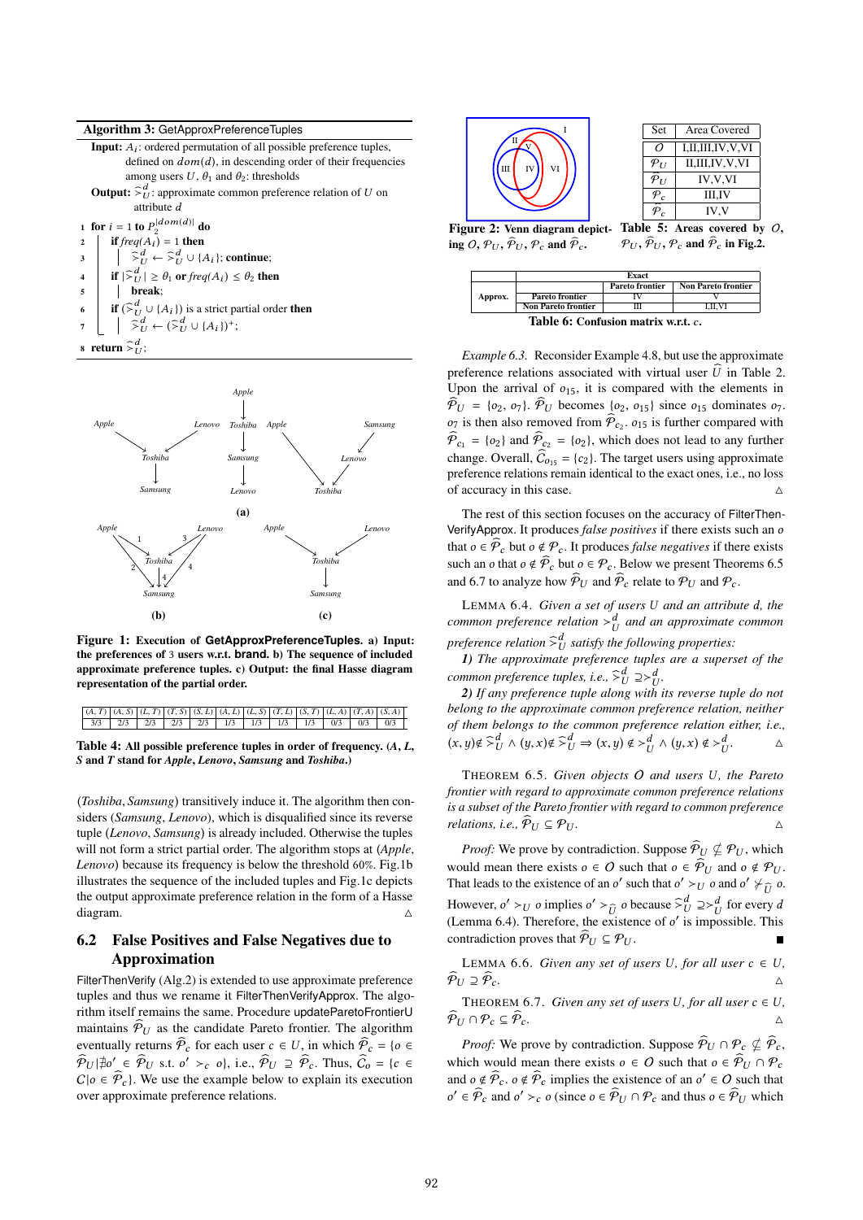**Algorithm 3:** GetApproxPreferenceTuples

**Input:** $A_i$: ordered permutation of all possible preference tuples, defined on $dom(d)$, in descending order of their frequencies among users $U$, $\theta_1$ and $\theta_2$: thresholds

**Output:** $\widehat{\succ}_U^d$: approximate common preference relation of $U$ on attribute $d$

```
1 for i = 1 to P_2^{|dom(d)|} do
2   if freq(A_i) = 1 then
3     ≻̂_U^d ← ≻̂_U^d ∪ {A_i}; continue;
4   if |≻̂_U^d| ≥ θ_1 or freq(A_i) ≤ θ_2 then
5     break;
6   if (≻̂_U^d ∪ {A_i}) is a strict partial order then
7     ≻̂_U^d ← (≻̂_U^d ∪ {A_i})^+;
8 return ≻̂_U^d;
```

**Figure 1: Execution of GetApproxPreferenceTuples. a) Input: the preferences of 3 users w.r.t. brand. b) The sequence of included approximate preference tuples. c) Output: the final Hasse diagram representation of the partial order.**

| (A, T) | (A, S) | (L, T) | (T, S) | (S, L) | (A, L) | (L, S) | (T, L) | (S, T) | (L, A) | (T, A) | (S, A) |
|---|---|---|---|---|---|---|---|---|---|---|---|
| 3/3 | 2/3 | 2/3 | 2/3 | 2/3 | 1/3 | 1/3 | 1/3 | 1/3 | 0/3 | 0/3 | 0/3 |

**Table 4: All possible preference tuples in order of frequency. (*A*, *L*, *S* and *T* stand for *Apple*, *Lenovo*, *Samsung* and *Toshiba*.)**

(*Toshiba*, *Samsung*) transitively induce it. The algorithm then considers (*Samsung*, *Lenovo*), which is disqualified since its reverse tuple (*Lenovo*, *Samsung*) is already included. Otherwise the tuples will not form a strict partial order. The algorithm stops at (*Apple*, *Lenovo*) because its frequency is below the threshold 60%. Fig.1b illustrates the sequence of the included tuples and Fig.1c depicts the output approximate preference relation in the form of a Hasse diagram. △

## 6.2 False Positives and False Negatives due to Approximation

FilterThenVerify (Alg.2) is extended to use approximate preference tuples and thus we rename it FilterThenVerifyApprox. The algorithm itself remains the same. Procedure updateParetoFrontierU maintains $\widehat{\mathcal{P}}_U$ as the candidate Pareto frontier. The algorithm eventually returns $\widehat{\mathcal{P}}_c$ for each user $c \in U$, in which $\widehat{\mathcal{P}}_c = \{o \in \widehat{\mathcal{P}}_U | \nexists o' \in \widehat{\mathcal{P}}_U \text{ s.t. } o' \succ_c o\}$, i.e., $\widehat{\mathcal{P}}_U \supseteq \widehat{\mathcal{P}}_c$. Thus, $\widehat{\mathcal{C}}_o = \{c \in C | o \in \widehat{\mathcal{P}}_c\}$. We use the example below to explain its execution over approximate preference relations.

**Figure 2: Venn diagram depicting $O$, $\mathcal{P}_U$, $\widehat{\mathcal{P}}_U$, $\mathcal{P}_c$ and $\widehat{\mathcal{P}}_c$.**

| Set | Area Covered |
|---|---|
| $O$ | I,II,III,IV,V,VI |
| $\mathcal{P}_U$ | II,III,IV,V,VI |
| $\widehat{\mathcal{P}}_U$ | IV,V,VI |
| $\mathcal{P}_c$ | III,IV |
| $\widehat{\mathcal{P}}_c$ | IV,V |

**Table 5: Areas covered by $O$, $\mathcal{P}_U$, $\widehat{\mathcal{P}}_U$, $\mathcal{P}_c$ and $\widehat{\mathcal{P}}_c$ in Fig.2.**

| | | Exact | |
|---|---|---|---|
| | | Pareto frontier | Non Pareto frontier |
| Approx. | Pareto frontier | IV | V |
| | Non Pareto frontier | III | I,II,VI |

**Table 6: Confusion matrix w.r.t. $c$.**

*Example 6.3.* Reconsider Example 4.8, but use the approximate preference relations associated with virtual user $\widehat{U}$ in Table 2. Upon the arrival of $o_{15}$, it is compared with the elements in $\widehat{\mathcal{P}}_U = \{o_2, o_7\}$. $\widehat{\mathcal{P}}_U$ becomes $\{o_2, o_{15}\}$ since $o_{15}$ dominates $o_7$. $o_7$ is then also removed from $\widehat{\mathcal{P}}_{c_2}$. $o_{15}$ is further compared with $\widehat{\mathcal{P}}_{c_1} = \{o_2\}$ and $\widehat{\mathcal{P}}_{c_2} = \{o_2\}$, which does not lead to any further change. Overall, $\widehat{\mathcal{C}}_{o_{15}} = \{c_2\}$. The target users using approximate preference relations remain identical to the exact ones, i.e., no loss of accuracy in this case. △

The rest of this section focuses on the accuracy of FilterThenVerifyApprox. It produces *false positives* if there exists such an $o$ that $o \in \widehat{\mathcal{P}}_c$ but $o \notin \mathcal{P}_c$. It produces *false negatives* if there exists such an $o$ that $o \notin \widehat{\mathcal{P}}_c$ but $o \in \mathcal{P}_c$. Below we present Theorems 6.5 and 6.7 to analyze how $\widehat{\mathcal{P}}_U$ and $\widehat{\mathcal{P}}_c$ relate to $\mathcal{P}_U$ and $\mathcal{P}_c$.

LEMMA 6.4. *Given a set of users U and an attribute d, the common preference relation $\succ_U^d$ and an approximate common preference relation $\widehat{\succ}_U^d$ satisfy the following properties:*

*1) The approximate preference tuples are a superset of the common preference tuples, i.e., $\widehat{\succ}_U^d \supseteq \succ_U^d$.*

*2) If any preference tuple along with its reverse tuple do not belong to the approximate common preference relation, neither of them belongs to the common preference relation either, i.e., $(x,y) \notin \widehat{\succ}_U^d \wedge (y,x) \notin \widehat{\succ}_U^d \Rightarrow (x,y) \notin \succ_U^d \wedge (y,x) \notin \succ_U^d$.* △

THEOREM 6.5. *Given objects O and users U, the Pareto frontier with regard to approximate common preference relations is a subset of the Pareto frontier with regard to common preference relations, i.e., $\widehat{\mathcal{P}}_U \subseteq \mathcal{P}_U$.* △

*Proof:* We prove by contradiction. Suppose $\widehat{\mathcal{P}}_U \nsubseteq \mathcal{P}_U$, which would mean there exists $o \in O$ such that $o \in \widehat{\mathcal{P}}_U$ and $o \notin \mathcal{P}_U$. That leads to the existence of an $o'$ such that $o' \succ_U o$ and $o' \nsucc_{\widehat{U}} o$. However, $o' \succ_U o$ implies $o' \succ_{\widehat{U}} o$ because $\widehat{\succ}_U^d \supseteq \succ_U^d$ for every $d$ (Lemma 6.4). Therefore, the existence of $o'$ is impossible. This contradiction proves that $\widehat{\mathcal{P}}_U \subseteq \mathcal{P}_U$. ■

LEMMA 6.6. *Given any set of users U, for all user $c \in U$, $\widehat{\mathcal{P}}_U \supseteq \widehat{\mathcal{P}}_c$.* △

THEOREM 6.7. *Given any set of users U, for all user $c \in U$, $\widehat{\mathcal{P}}_U \cap \mathcal{P}_c \subseteq \widehat{\mathcal{P}}_c$.* △

*Proof:* We prove by contradiction. Suppose $\widehat{\mathcal{P}}_U \cap \mathcal{P}_c \nsubseteq \widehat{\mathcal{P}}_c$, which would mean there exists $o \in O$ such that $o \in \widehat{\mathcal{P}}_U \cap \mathcal{P}_c$ and $o \notin \widehat{\mathcal{P}}_c$. $o \notin \widehat{\mathcal{P}}_c$ implies the existence of an $o' \in O$ such that $o' \in \widehat{\mathcal{P}}_c$ and $o' \succ_c o$ (since $o \in \widehat{\mathcal{P}}_U \cap \mathcal{P}_c$ and thus $o \in \widehat{\mathcal{P}}_U$ which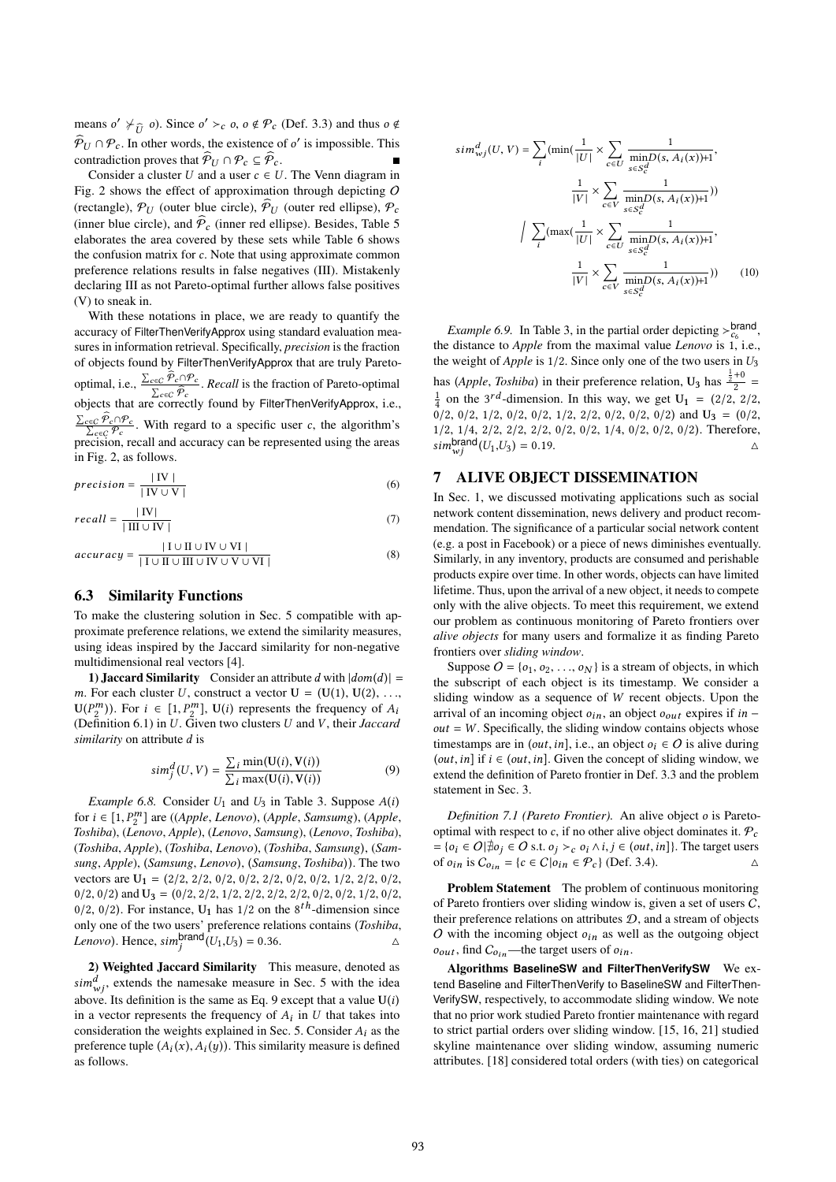means $o' \not\succ_{\widehat{U}} o$). Since $o' \succ_c o$, $o \notin \mathcal{P}_c$ (Def. 3.3) and thus $o \notin \widehat{\mathcal{P}}_U \cap \mathcal{P}_c$. In other words, the existence of $o'$ is impossible. This contradiction proves that $\widehat{\mathcal{P}}_U \cap \mathcal{P}_c \subseteq \widehat{\mathcal{P}}_c$. ∎

Consider a cluster $U$ and a user $c \in U$. The Venn diagram in Fig. 2 shows the effect of approximation through depicting $O$ (rectangle), $\mathcal{P}_U$ (outer blue circle), $\widehat{\mathcal{P}}_U$ (outer red ellipse), $\mathcal{P}_c$ (inner blue circle), and $\widehat{\mathcal{P}}_c$ (inner red ellipse). Besides, Table 5 elaborates the area covered by these sets while Table 6 shows the confusion matrix for $c$. Note that using approximate common preference relations results in false negatives (III). Mistakenly declaring III as not Pareto-optimal further allows false positives (V) to sneak in.

With these notations in place, we are ready to quantify the accuracy of FilterThenVerifyApprox using standard evaluation measures in information retrieval. Specifically, *precision* is the fraction of objects found by FilterThenVerifyApprox that are truly Pareto-optimal, i.e., $\frac{\sum_{c \in C} \widehat{\mathcal{P}}_c \cap \mathcal{P}_c}{\sum_{c \in C} \widehat{\mathcal{P}}_c}$. *Recall* is the fraction of Pareto-optimal objects that are correctly found by FilterThenVerifyApprox, i.e., $\frac{\sum_{c \in C} \widehat{\mathcal{P}}_c \cap \mathcal{P}_c}{\sum_{c \in C} \mathcal{P}_c}$. With regard to a specific user $c$, the algorithm's precision, recall and accuracy can be represented using the areas in Fig. 2, as follows.

$$precision = \frac{|\text{ IV }|}{|\text{ IV} \cup \text{V }|} \tag{6}$$

$$recall = \frac{|\text{ IV}|}{|\text{ III} \cup \text{IV }|} \tag{7}$$

$$accuracy = \frac{|\text{ I} \cup \text{II} \cup \text{IV} \cup \text{VI }|}{|\text{ I} \cup \text{II} \cup \text{III} \cup \text{IV} \cup \text{V} \cup \text{VI }|} \tag{8}$$

### 6.3 Similarity Functions

To make the clustering solution in Sec. 5 compatible with approximate preference relations, we extend the similarity measures, using ideas inspired by the Jaccard similarity for non-negative multidimensional real vectors [4].

**1) Jaccard Similarity** Consider an attribute $d$ with $|dom(d)| = m$. For each cluster $U$, construct a vector $\mathbf{U} = (\mathbf{U}(1), \mathbf{U}(2), \ldots, \mathbf{U}(P_2^m))$. For $i \in [1, P_2^m]$, $\mathbf{U}(i)$ represents the frequency of $A_i$ (Definition 6.1) in $U$. Given two clusters $U$ and $V$, their *Jaccard similarity* on attribute $d$ is

$$sim_j^d(U, V) = \frac{\sum_i \min(\mathbf{U}(i), \mathbf{V}(i))}{\sum_i \max(\mathbf{U}(i), \mathbf{V}(i))} \tag{9}$$

*Example 6.8.* Consider $U_1$ and $U_3$ in Table 3. Suppose $A(i)$ for $i \in [1, P_2^m]$ are ((*Apple*, *Lenovo*), (*Apple*, *Samsumg*), (*Apple*, *Toshiba*), (*Lenovo*, *Apple*), (*Lenovo*, *Samsung*), (*Lenovo*, *Toshiba*), (*Toshiba*, *Apple*), (*Toshiba*, *Lenovo*), (*Toshiba*, *Samsung*), (*Samsung*, *Apple*), (*Samsung*, *Lenovo*), (*Samsung*, *Toshiba*)). The two vectors are $\mathbf{U_1}$ = (2/2, 2/2, 0/2, 0/2, 2/2, 0/2, 0/2, 1/2, 2/2, 0/2, 0/2, 0/2) and $\mathbf{U_3}$ = (0/2, 2/2, 1/2, 2/2, 2/2, 2/2, 0/2, 0/2, 1/2, 0/2, 0/2, 0/2). For instance, $\mathbf{U_1}$ has 1/2 on the $8^{th}$-dimension since only one of the two users' preference relations contains (*Toshiba*, *Lenovo*). Hence, $sim_j^{\text{brand}}(U_1, U_3) = 0.36$. △

**2) Weighted Jaccard Similarity** This measure, denoted as $sim_{wj}^d$, extends the namesake measure in Sec. 5 with the idea above. Its definition is the same as Eq. 9 except that a value $\mathbf{U}(i)$ in a vector represents the frequency of $A_i$ in $U$ that takes into consideration the weights explained in Sec. 5. Consider $A_i$ as the preference tuple $(A_i(x), A_i(y))$. This similarity measure is defined as follows.

$$sim_{wj}^d(U, V) = \sum_i \left(\min\left(\frac{1}{|U|} \times \sum_{c \in U} \frac{1}{\min\limits_{s \in S_c^d} D(s, A_i(x)) + 1}, \frac{1}{|V|} \times \sum_{c \in V} \frac{1}{\min\limits_{s \in S_c^d} D(s, A_i(x)) + 1}\right)\right) \Bigg/ \sum_i \left(\max\left(\frac{1}{|U|} \times \sum_{c \in U} \frac{1}{\min\limits_{s \in S_c^d} D(s, A_i(x)) + 1}, \frac{1}{|V|} \times \sum_{c \in V} \frac{1}{\min\limits_{s \in S_c^d} D(s, A_i(x)) + 1}\right)\right) \tag{10}$$

*Example 6.9.* In Table 3, in the partial order depicting $\succ_{c_6}^{\text{brand}}$, the distance to *Apple* from the maximal value *Lenovo* is 1, i.e., the weight of *Apple* is 1/2. Since only one of the two users in $U_3$ has (*Apple*, *Toshiba*) in their preference relation, $\mathbf{U_3}$ has $\frac{\frac{1}{2}+0}{2} = \frac{1}{4}$ on the $3^{rd}$-dimension. In this way, we get $\mathbf{U_1}$ = (2/2, 2/2, 0/2, 0/2, 1/2, 0/2, 0/2, 1/2, 2/2, 0/2, 0/2, 0/2) and $\mathbf{U_3}$ = (0/2, 1/2, 1/4, 2/2, 2/2, 2/2, 0/2, 0/2, 1/4, 0/2, 0/2, 0/2). Therefore, $sim_{wj}^{\text{brand}}(U_1, U_3) = 0.19$. △

## 7 ALIVE OBJECT DISSEMINATION

In Sec. 1, we discussed motivating applications such as social network content dissemination, news delivery and product recommendation. The significance of a particular social network content (e.g. a post in Facebook) or a piece of news diminishes eventually. Similarly, in any inventory, products are consumed and perishable products expire over time. In other words, objects can have limited lifetime. Thus, upon the arrival of a new object, it needs to compete only with the alive objects. To meet this requirement, we extend our problem as continuous monitoring of Pareto frontiers over *alive objects* for many users and formalize it as finding Pareto frontiers over *sliding window*.

Suppose $O = \{o_1, o_2, \ldots, o_N\}$ is a stream of objects, in which the subscript of each object is its timestamp. We consider a sliding window as a sequence of $W$ recent objects. Upon the arrival of an incoming object $o_{in}$, an object $o_{out}$ expires if $in - out = W$. Specifically, the sliding window contains objects whose timestamps are in $(out, in]$, i.e., an object $o_i \in O$ is alive during $(out, in]$ if $i \in (out, in]$. Given the concept of sliding window, we extend the definition of Pareto frontier in Def. 3.3 and the problem statement in Sec. 3.

*Definition 7.1 (Pareto Frontier).* An alive object $o$ is Pareto-optimal with respect to $c$, if no other alive object dominates it. $\mathcal{P}_c = \{o_i \in O | \nexists o_j \in O \text{ s.t. } o_j \succ_c o_i \wedge i, j \in (out, in]\}$. The target users of $o_{in}$ is $C_{o_{in}} = \{c \in C | o_{in} \in \mathcal{P}_c\}$ (Def. 3.4). △

**Problem Statement** The problem of continuous monitoring of Pareto frontiers over sliding window is, given a set of users $C$, their preference relations on attributes $\mathcal{D}$, and a stream of objects $O$ with the incoming object $o_{in}$ as well as the outgoing object $o_{out}$, find $C_{o_{in}}$—the target users of $o_{in}$.

**Algorithms BaselineSW and FilterThenVerifySW** We extend Baseline and FilterThenVerify to BaselineSW and FilterThenVerifySW, respectively, to accommodate sliding window. We note that no prior work studied Pareto frontier maintenance with regard to strict partial orders over sliding window. [15, 16, 21] studied skyline maintenance over sliding window, assuming numeric attributes. [18] considered total orders (with ties) on categorical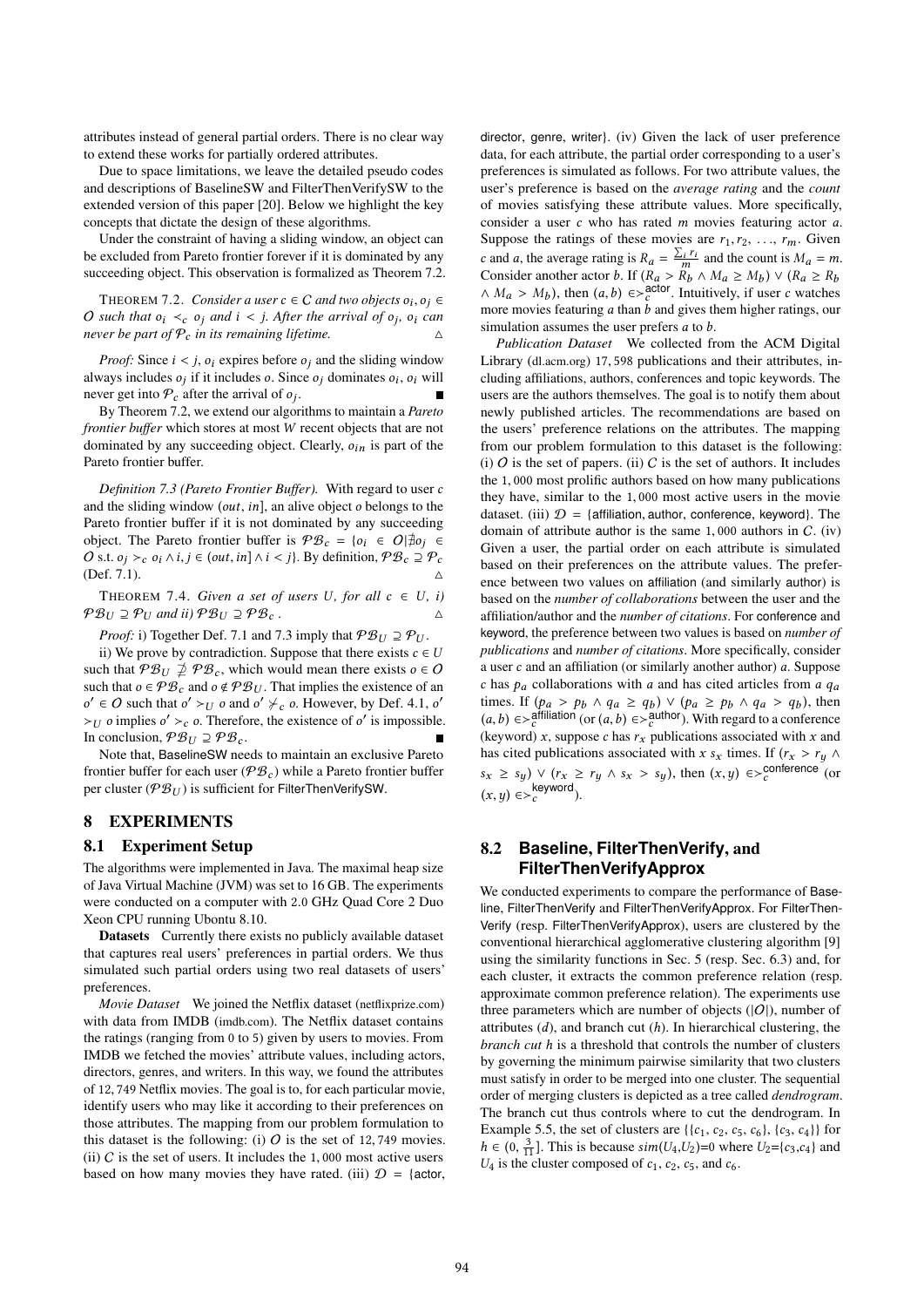attributes instead of general partial orders. There is no clear way to extend these works for partially ordered attributes.

Due to space limitations, we leave the detailed pseudo codes and descriptions of BaselineSW and FilterThenVerifySW to the extended version of this paper [20]. Below we highlight the key concepts that dictate the design of these algorithms.

Under the constraint of having a sliding window, an object can be excluded from Pareto frontier forever if it is dominated by any succeeding object. This observation is formalized as Theorem 7.2.

THEOREM 7.2. *Consider a user $c \in \mathcal{C}$ and two objects $o_i, o_j \in \mathcal{O}$ such that $o_i \prec_c o_j$ and $i < j$. After the arrival of $o_j$, $o_i$ can never be part of $\mathcal{P}_c$ in its remaining lifetime.* △

*Proof:* Since $i < j$, $o_i$ expires before $o_j$ and the sliding window always includes $o_j$ if it includes $o$. Since $o_j$ dominates $o_i$, $o_i$ will never get into $\mathcal{P}_c$ after the arrival of $o_j$. ■

By Theorem 7.2, we extend our algorithms to maintain a *Pareto frontier buffer* which stores at most $W$ recent objects that are not dominated by any succeeding object. Clearly, $o_{in}$ is part of the Pareto frontier buffer.

*Definition 7.3 (Pareto Frontier Buffer).* With regard to user $c$ and the sliding window $(out, in]$, an alive object $o$ belongs to the Pareto frontier buffer if it is not dominated by any succeeding object. The Pareto frontier buffer is $\mathcal{PB}_c = \{o_i \in \mathcal{O} | \nexists o_j \in \mathcal{O}$ s.t. $o_j \succ_c o_i \wedge i, j \in (out, in] \wedge i < j\}$. By definition, $\mathcal{PB}_c \supseteq \mathcal{P}_c$ (Def. 7.1). △

THEOREM 7.4. *Given a set of users $U$, for all $c \in U$, i) $\mathcal{PB}_U \supseteq \mathcal{P}_U$ and ii) $\mathcal{PB}_U \supseteq \mathcal{PB}_c$ .* △

*Proof:* i) Together Def. 7.1 and 7.3 imply that $\mathcal{PB}_U \supseteq \mathcal{P}_U$.

ii) We prove by contradiction. Suppose that there exists $c \in U$ such that $\mathcal{PB}_U \not\supseteq \mathcal{PB}_c$, which would mean there exists $o \in \mathcal{O}$ such that $o \in \mathcal{PB}_c$ and $o \notin \mathcal{PB}_U$. That implies the existence of an $o' \in \mathcal{O}$ such that $o' \succ_U o$ and $o' \not\succ_c o$. However, by Def. 4.1, $o' \succ_U o$ implies $o' \succ_c o$. Therefore, the existence of $o'$ is impossible. In conclusion, $\mathcal{PB}_U \supseteq \mathcal{PB}_c$. ■

Note that, BaselineSW needs to maintain an exclusive Pareto frontier buffer for each user ($\mathcal{PB}_c$) while a Pareto frontier buffer per cluster ($\mathcal{PB}_U$) is sufficient for FilterThenVerifySW.

# 8 EXPERIMENTS

## 8.1 Experiment Setup

The algorithms were implemented in Java. The maximal heap size of Java Virtual Machine (JVM) was set to 16 GB. The experiments were conducted on a computer with 2.0 GHz Quad Core 2 Duo Xeon CPU running Ubontu 8.10.

**Datasets** Currently there exists no publicly available dataset that captures real users' preferences in partial orders. We thus simulated such partial orders using two real datasets of users' preferences.

*Movie Dataset* We joined the Netflix dataset (netflixprize.com) with data from IMDB (imdb.com). The Netflix dataset contains the ratings (ranging from 0 to 5) given by users to movies. From IMDB we fetched the movies' attribute values, including actors, directors, genres, and writers. In this way, we found the attributes of 12,749 Netflix movies. The goal is to, for each particular movie, identify users who may like it according to their preferences on those attributes. The mapping from our problem formulation to this dataset is the following: (i) $\mathcal{O}$ is the set of 12,749 movies. (ii) $\mathcal{C}$ is the set of users. It includes the 1,000 most active users based on how many movies they have rated. (iii) $\mathcal{D}$ = {actor, director, genre, writer}. (iv) Given the lack of user preference data, for each attribute, the partial order corresponding to a user's preferences is simulated as follows. For two attribute values, the user's preference is based on the *average rating* and the *count* of movies satisfying these attribute values. More specifically, consider a user $c$ who has rated $m$ movies featuring actor $a$. Suppose the ratings of these movies are $r_1, r_2, \ldots, r_m$. Given $c$ and $a$, the average rating is $R_a = \frac{\sum_i r_i}{m}$ and the count is $M_a = m$. Consider another actor $b$. If $(R_a > R_b \wedge M_a \geq M_b) \vee (R_a \geq R_b \wedge M_a > M_b)$, then $(a, b) \in \succ_c^{\text{actor}}$. Intuitively, if user $c$ watches more movies featuring $a$ than $b$ and gives them higher ratings, our simulation assumes the user prefers $a$ to $b$.

*Publication Dataset* We collected from the ACM Digital Library (dl.acm.org) 17,598 publications and their attributes, including affiliations, authors, conferences and topic keywords. The users are the authors themselves. The goal is to notify them about newly published articles. The recommendations are based on the users' preference relations on the attributes. The mapping from our problem formulation to this dataset is the following: (i) $\mathcal{O}$ is the set of papers. (ii) $\mathcal{C}$ is the set of authors. It includes the 1,000 most prolific authors based on how many publications they have, similar to the 1,000 most active users in the movie dataset. (iii) $\mathcal{D}$ = {affiliation, author, conference, keyword}. The domain of attribute author is the same 1,000 authors in $\mathcal{C}$. (iv) Given a user, the partial order on each attribute is simulated based on their preferences on the attribute values. The preference between two values on affiliation (and similarly author) is based on the *number of collaborations* between the user and the affiliation/author and the *number of citations*. For conference and keyword, the preference between two values is based on *number of publications* and *number of citations*. More specifically, consider a user $c$ and an affiliation (or similarly another author) $a$. Suppose $c$ has $p_a$ collaborations with $a$ and has cited articles from $a$ $q_a$ times. If $(p_a > p_b \wedge q_a \geq q_b) \vee (p_a \geq p_b \wedge q_a > q_b)$, then $(a, b) \in \succ_c^{\text{affiliation}}$ (or $(a, b) \in \succ_c^{\text{author}}$). With regard to a conference (keyword) $x$, suppose $c$ has $r_x$ publications associated with $x$ and has cited publications associated with $x$ $s_x$ times. If $(r_x > r_y \wedge s_x \geq s_y) \vee (r_x \geq r_y \wedge s_x > s_y)$, then $(x, y) \in \succ_c^{\text{conference}}$ (or $(x, y) \in \succ_c^{\text{keyword}}$).

## 8.2 Baseline, FilterThenVerify, and FilterThenVerifyApprox

We conducted experiments to compare the performance of Baseline, FilterThenVerify and FilterThenVerifyApprox. For FilterThenVerify (resp. FilterThenVerifyApprox), users are clustered by the conventional hierarchical agglomerative clustering algorithm [9] using the similarity functions in Sec. 5 (resp. Sec. 6.3) and, for each cluster, it extracts the common preference relation (resp. approximate common preference relation). The experiments use three parameters which are number of objects ($|\mathcal{O}|$), number of attributes ($d$), and branch cut ($h$). In hierarchical clustering, the *branch cut* $h$ is a threshold that controls the number of clusters by governing the minimum pairwise similarity that two clusters must satisfy in order to be merged into one cluster. The sequential order of merging clusters is depicted as a tree called *dendrogram*. The branch cut thus controls where to cut the dendrogram. In Example 5.5, the set of clusters are $\{\{c_1, c_2, c_5, c_6\}, \{c_3, c_4\}\}$ for $h \in (0, \frac{3}{11}]$. This is because $sim(U_4, U_2)=0$ where $U_2=\{c_3, c_4\}$ and $U_4$ is the cluster composed of $c_1$, $c_2$, $c_5$, and $c_6$.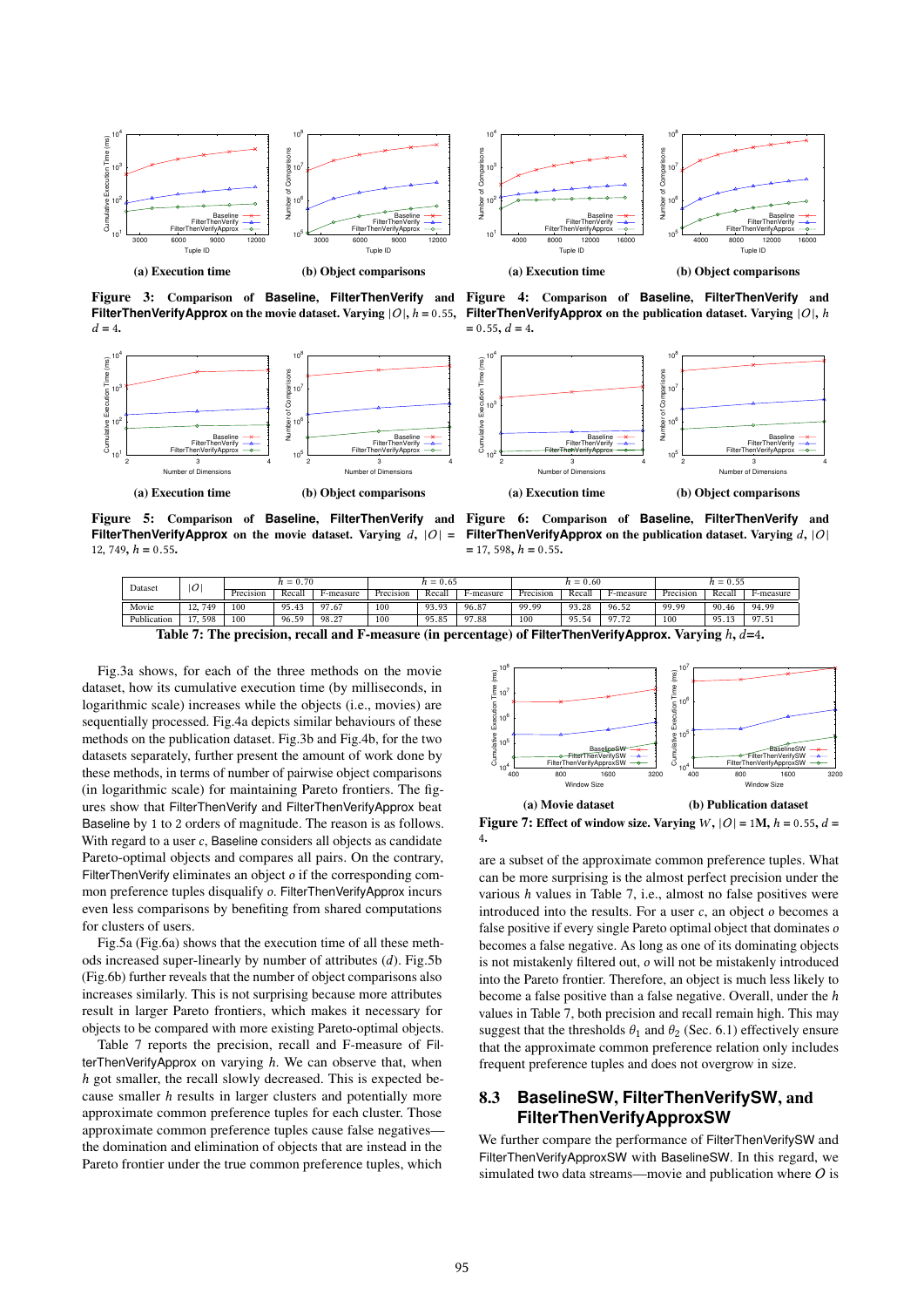(a) Execution time

(b) Object comparisons

**Figure 3: Comparison of Baseline, FilterThenVerify and FilterThenVerifyApprox on the movie dataset. Varying $|O|$, $h = 0.55$, $d = 4$.**

(a) Execution time

(b) Object comparisons

**Figure 4: Comparison of Baseline, FilterThenVerify and FilterThenVerifyApprox on the publication dataset. Varying $|O|$, $h = 0.55$, $d = 4$.**

(a) Execution time

(b) Object comparisons

**Figure 5: Comparison of Baseline, FilterThenVerify and FilterThenVerifyApprox on the movie dataset. Varying $d$, $|O| = 12,749$, $h = 0.55$.**

(a) Execution time

(b) Object comparisons

**Figure 6: Comparison of Baseline, FilterThenVerify and FilterThenVerifyApprox on the publication dataset. Varying $d$, $|O| = 17,598$, $h = 0.55$.**

| Dataset | $\|O\|$ | $h = 0.70$ | | | $h = 0.65$ | | | $h = 0.60$ | | | $h = 0.55$ | | |
|---|---|---|---|---|---|---|---|---|---|---|---|---|---|
| | | Precision | Recall | F-measure | Precision | Recall | F-measure | Precision | Recall | F-measure | Precision | Recall | F-measure |
| Movie | 12,749 | 100 | 95.43 | 97.67 | 100 | 93.93 | 96.87 | 99.99 | 93.28 | 96.52 | 99.99 | 90.46 | 94.99 |
| Publication | 17,598 | 100 | 96.59 | 98.27 | 100 | 95.85 | 97.88 | 100 | 95.54 | 97.72 | 100 | 95.13 | 97.51 |

**Table 7: The precision, recall and F-measure (in percentage) of FilterThenVerifyApprox. Varying $h$, $d$=4.**

Fig.3a shows, for each of the three methods on the movie dataset, how its cumulative execution time (by milliseconds, in logarithmic scale) increases while the objects (i.e., movies) are sequentially processed. Fig.4a depicts similar behaviours of these methods on the publication dataset. Fig.3b and Fig.4b, for the two datasets separately, further present the amount of work done by these methods, in terms of number of pairwise object comparisons (in logarithmic scale) for maintaining Pareto frontiers. The figures show that FilterThenVerify and FilterThenVerifyApprox beat Baseline by 1 to 2 orders of magnitude. The reason is as follows. With regard to a user $c$, Baseline considers all objects as candidate Pareto-optimal objects and compares all pairs. On the contrary, FilterThenVerify eliminates an object $o$ if the corresponding common preference tuples disqualify $o$. FilterThenVerifyApprox incurs even less comparisons by benefiting from shared computations for clusters of users.

Fig.5a (Fig.6a) shows that the execution time of all these methods increased super-linearly by number of attributes ($d$). Fig.5b (Fig.6b) further reveals that the number of object comparisons also increases similarly. This is not surprising because more attributes result in larger Pareto frontiers, which makes it necessary for objects to be compared with more existing Pareto-optimal objects.

Table 7 reports the precision, recall and F-measure of FilterThenVerifyApprox on varying $h$. We can observe that, when $h$ got smaller, the recall slowly decreased. This is expected because smaller $h$ results in larger clusters and potentially more approximate common preference tuples for each cluster. Those approximate common preference tuples cause false negatives—the domination and elimination of objects that are instead in the Pareto frontier under the true common preference tuples, which are a subset of the approximate common preference tuples. What can be more surprising is the almost perfect precision under the various $h$ values in Table 7, i.e., almost no false positives were introduced into the results. For a user $c$, an object $o$ becomes a false positive if every single Pareto optimal object that dominates $o$ becomes a false negative. As long as one of its dominating objects is not mistakenly filtered out, $o$ will not be mistakenly introduced into the Pareto frontier. Therefore, an object is much less likely to become a false positive than a false negative. Overall, under the $h$ values in Table 7, both precision and recall remain high. This may suggest that the thresholds $\theta_1$ and $\theta_2$ (Sec. 6.1) effectively ensure that the approximate common preference relation only includes frequent preference tuples and does not overgrow in size.

(a) Movie dataset

(b) Publication dataset

**Figure 7: Effect of window size. Varying $W$, $|O| = 1$M, $h = 0.55$, $d = 4$.**

## 8.3 BaselineSW, FilterThenVerifySW, and FilterThenVerifyApproxSW

We further compare the performance of FilterThenVerifySW and FilterThenVerifyApproxSW with BaselineSW. In this regard, we simulated two data streams—movie and publication where $O$ is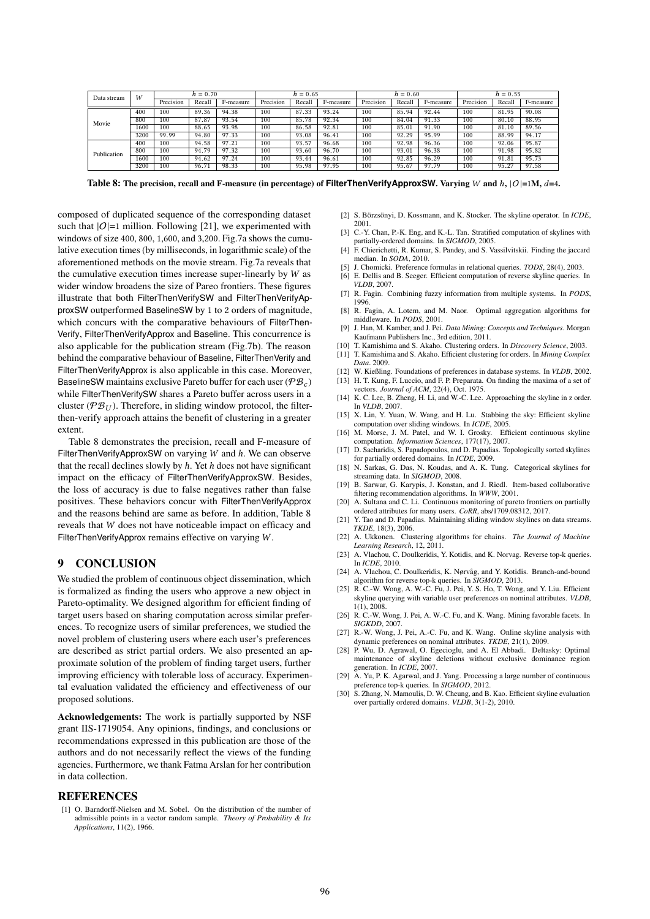| Data stream | $W$ | $h = 0.70$ | | | $h = 0.65$ | | | $h = 0.60$ | | | $h = 0.55$ | | |
|---|---|---|---|---|---|---|---|---|---|---|---|---|---|
| | | Precision | Recall | F-measure | Precision | Recall | F-measure | Precision | Recall | F-measure | Precision | Recall | F-measure |
| Movie | 400 | 100 | 89.36 | 94.38 | 100 | 87.33 | 93.24 | 100 | 85.94 | 92.44 | 100 | 81.95 | 90.08 |
| | 800 | 100 | 87.87 | 93.54 | 100 | 85.78 | 92.34 | 100 | 84.04 | 91.33 | 100 | 80.10 | 88.95 |
| | 1600 | 100 | 88.65 | 93.98 | 100 | 86.58 | 92.81 | 100 | 85.01 | 91.90 | 100 | 81.10 | 89.56 |
| | 3200 | 99.99 | 94.80 | 97.33 | 100 | 93.08 | 96.41 | 100 | 92.29 | 95.99 | 100 | 88.99 | 94.17 |
| Publication | 400 | 100 | 94.58 | 97.21 | 100 | 93.57 | 96.68 | 100 | 92.98 | 96.36 | 100 | 92.06 | 95.87 |
| | 800 | 100 | 94.79 | 97.32 | 100 | 93.60 | 96.70 | 100 | 93.01 | 96.38 | 100 | 91.98 | 95.82 |
| | 1600 | 100 | 94.62 | 97.24 | 100 | 93.44 | 96.61 | 100 | 92.85 | 96.29 | 100 | 91.81 | 95.73 |
| | 3200 | 100 | 96.71 | 98.33 | 100 | 95.98 | 97.95 | 100 | 95.67 | 97.79 | 100 | 95.27 | 97.58 |

**Table 8: The precision, recall and F-measure (in percentage) of FilterThenVerifyApproxSW. Varying $W$ and $h$, $|O|$=1M, $d$=4.**

composed of duplicated sequence of the corresponding dataset such that $|O|$=1 million. Following [21], we experimented with windows of size 400, 800, 1,600, and 3,200. Fig.7a shows the cumulative execution times (by milliseconds, in logarithmic scale) of the aforementioned methods on the movie stream. Fig.7a reveals that the cumulative execution times increase super-linearly by $W$ as wider window broadens the size of Pareo frontiers. These figures illustrate that both FilterThenVerifySW and FilterThenVerifyApproxSW outperformed BaselineSW by 1 to 2 orders of magnitude, which concurs with the comparative behaviours of FilterThenVerify, FilterThenVerifyApprox and Baseline. This concurrence is also applicable for the publication stream (Fig.7b). The reason behind the comparative behaviour of Baseline, FilterThenVerify and FilterThenVerifyApprox is also applicable in this case. Moreover, BaselineSW maintains exclusive Pareto buffer for each user ($\mathcal{PB}_c$) while FilterThenVerifySW shares a Pareto buffer across users in a cluster ($\mathcal{PB}_U$). Therefore, in sliding window protocol, the filter-then-verify approach attains the benefit of clustering in a greater extent.

Table 8 demonstrates the precision, recall and F-measure of FilterThenVerifyApproxSW on varying $W$ and $h$. We can observe that the recall declines slowly by $h$. Yet $h$ does not have significant impact on the efficacy of FilterThenVerifyApproxSW. Besides, the loss of accuracy is due to false negatives rather than false positives. These behaviors concur with FilterThenVerifyApprox and the reasons behind are same as before. In addition, Table 8 reveals that $W$ does not have noticeable impact on efficacy and FilterThenVerifyApprox remains effective on varying $W$.

## 9 CONCLUSION

We studied the problem of continuous object dissemination, which is formalized as finding the users who approve a new object in Pareto-optimality. We designed algorithm for efficient finding of target users based on sharing computation across similar preferences. To recognize users of similar preferences, we studied the novel problem of clustering users where each user's preferences are described as strict partial orders. We also presented an approximate solution of the problem of finding target users, further improving efficiency with tolerable loss of accuracy. Experimental evaluation validated the efficiency and effectiveness of our proposed solutions.

**Acknowledgements:** The work is partially supported by NSF grant IIS-1719054. Any opinions, findings, and conclusions or recommendations expressed in this publication are those of the authors and do not necessarily reflect the views of the funding agencies. Furthermore, we thank Fatma Arslan for her contribution in data collection.

## REFERENCES

[1] O. Barndorff-Nielsen and M. Sobel. On the distribution of the number of admissible points in a vector random sample. *Theory of Probability & Its Applications*, 11(2), 1966.

[2] S. Börzsönyi, D. Kossmann, and K. Stocker. The skyline operator. In *ICDE*, 2001.

[3] C.-Y. Chan, P.-K. Eng, and K.-L. Tan. Stratified computation of skylines with partially-ordered domains. In *SIGMOD*, 2005.

[4] F. Chierichetti, R. Kumar, S. Pandey, and S. Vassilvitskii. Finding the jaccard median. In *SODA*, 2010.

[5] J. Chomicki. Preference formulas in relational queries. *TODS*, 28(4), 2003.

[6] E. Dellis and B. Seeger. Efficient computation of reverse skyline queries. In *VLDB*, 2007.

[7] R. Fagin. Combining fuzzy information from multiple systems. In *PODS*, 1996.

[8] R. Fagin, A. Lotem, and M. Naor. Optimal aggregation algorithms for middleware. In *PODS*, 2001.

[9] J. Han, M. Kamber, and J. Pei. *Data Mining: Concepts and Techniques*. Morgan Kaufmann Publishers Inc., 3rd edition, 2011.

[10] T. Kamishima and S. Akaho. Clustering orders. In *Discovery Science*, 2003.

[11] T. Kamishima and S. Akaho. Efficient clustering for orders. In *Mining Complex Data*. 2009.

[12] W. Kießling. Foundations of preferences in database systems. In *VLDB*, 2002.

[13] H. T. Kung, F. Luccio, and F. P. Preparata. On finding the maxima of a set of vectors. *Journal of ACM*, 22(4), Oct. 1975.

[14] K. C. Lee, B. Zheng, H. Li, and W.-C. Lee. Approaching the skyline in z order. In *VLDB*, 2007.

[15] X. Lin, Y. Yuan, W. Wang, and H. Lu. Stabbing the sky: Efficient skyline computation over sliding windows. In *ICDE*, 2005.

[16] M. Morse, J. M. Patel, and W. I. Grosky. Efficient continuous skyline computation. *Information Sciences*, 177(17), 2007.

[17] D. Sacharidis, S. Papadopoulos, and D. Papadias. Topologically sorted skylines for partially ordered domains. In *ICDE*, 2009.

[18] N. Sarkas, G. Das, N. Koudas, and A. K. Tung. Categorical skylines for streaming data. In *SIGMOD*, 2008.

[19] B. Sarwar, G. Karypis, J. Konstan, and J. Riedl. Item-based collaborative filtering recommendation algorithms. In *WWW*, 2001.

[20] A. Sultana and C. Li. Continuous monitoring of pareto frontiers on partially ordered attributes for many users. *CoRR*, abs/1709.08312, 2017.

[21] Y. Tao and D. Papadias. Maintaining sliding window skylines on data streams. *TKDE*, 18(3), 2006.

[22] A. Ukkonen. Clustering algorithms for chains. *The Journal of Machine Learning Research*, 12, 2011.

[23] A. Vlachou, C. Doulkeridis, Y. Kotidis, and K. Norvag. Reverse top-k queries. In *ICDE*, 2010.

[24] A. Vlachou, C. Doulkeridis, K. Nørvåg, and Y. Kotidis. Branch-and-bound algorithm for reverse top-k queries. In *SIGMOD*, 2013.

[25] R. C.-W. Wong, A. W.-C. Fu, J. Pei, Y. S. Ho, T. Wong, and Y. Liu. Efficient skyline querying with variable user preferences on nominal attributes. *VLDB*, 1(1), 2008.

[26] R. C.-W. Wong, J. Pei, A. W.-C. Fu, and K. Wang. Mining favorable facets. In *SIGKDD*, 2007.

[27] R.-W. Wong, J. Pei, A.-C. Fu, and K. Wang. Online skyline analysis with dynamic preferences on nominal attributes. *TKDE*, 21(1), 2009.

[28] P. Wu, D. Agrawal, O. Egecioglu, and A. El Abbadi. Deltasky: Optimal maintenance of skyline deletions without exclusive dominance region generation. In *ICDE*, 2007.

[29] A. Yu, P. K. Agarwal, and J. Yang. Processing a large number of continuous preference top-k queries. In *SIGMOD*, 2012.

[30] S. Zhang, N. Mamoulis, D. W. Cheung, and B. Kao. Efficient skyline evaluation over partially ordered domains. *VLDB*, 3(1-2), 2010.